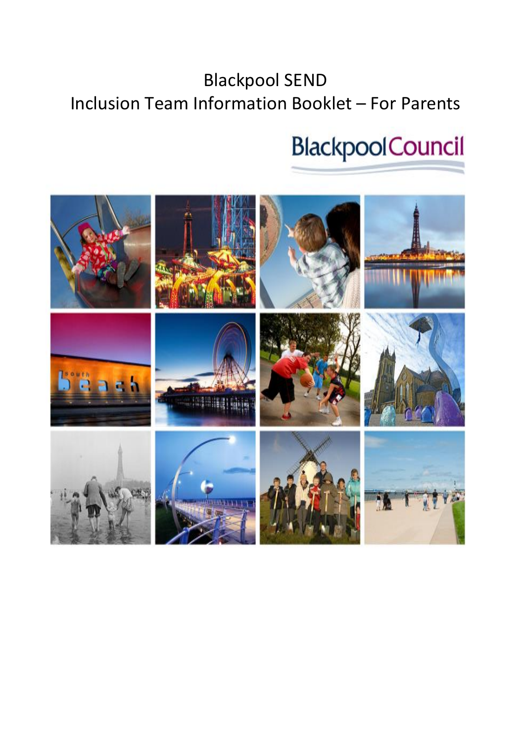# Blackpool SEND
# Inclusion Team Information Booklet – For Parents

Blackpool Council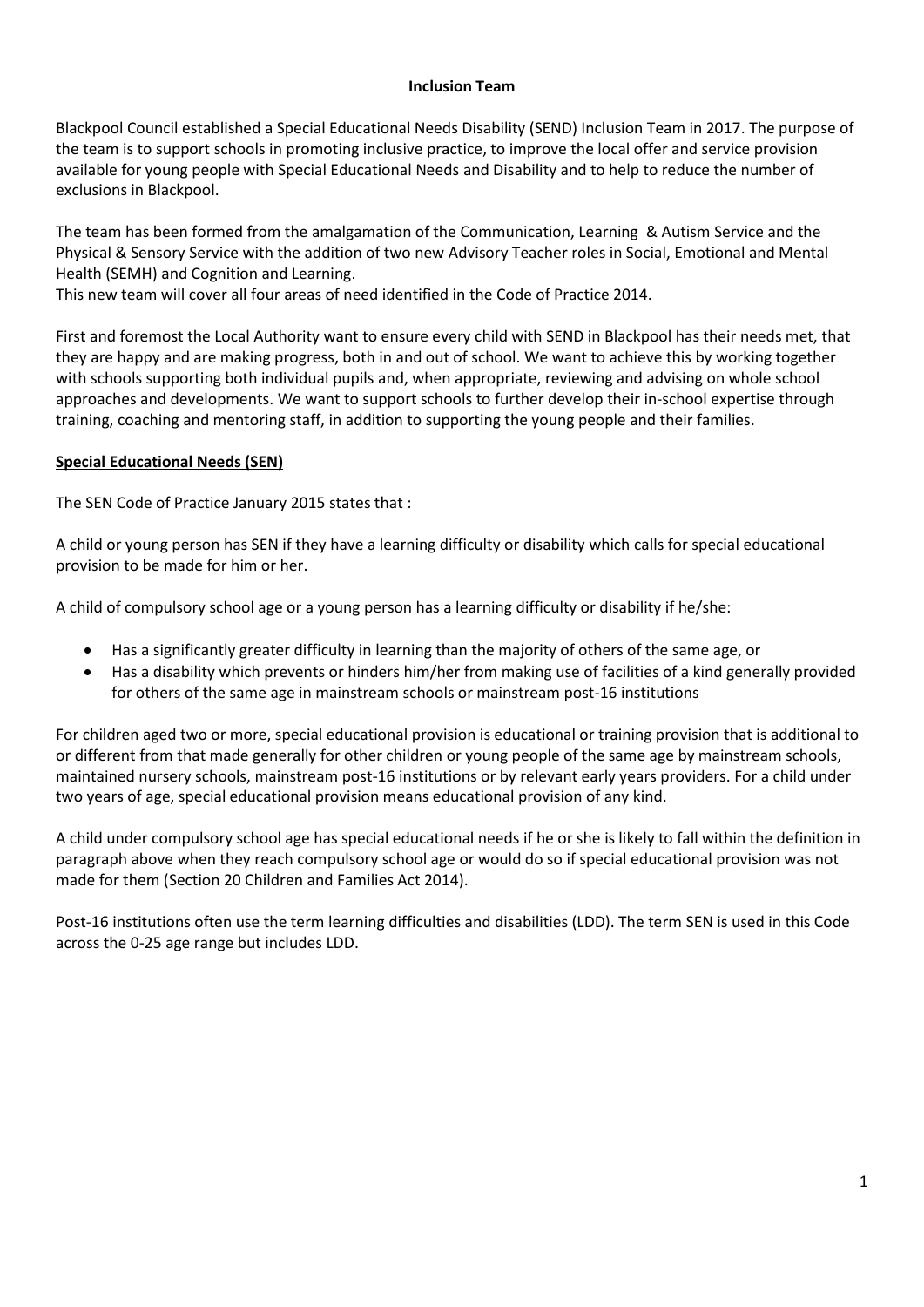## Inclusion Team

Blackpool Council established a Special Educational Needs Disability (SEND) Inclusion Team in 2017. The purpose of the team is to support schools in promoting inclusive practice, to improve the local offer and service provision available for young people with Special Educational Needs and Disability and to help to reduce the number of exclusions in Blackpool.

The team has been formed from the amalgamation of the Communication, Learning & Autism Service and the Physical & Sensory Service with the addition of two new Advisory Teacher roles in Social, Emotional and Mental Health (SEMH) and Cognition and Learning.
This new team will cover all four areas of need identified in the Code of Practice 2014.

First and foremost the Local Authority want to ensure every child with SEND in Blackpool has their needs met, that they are happy and are making progress, both in and out of school. We want to achieve this by working together with schools supporting both individual pupils and, when appropriate, reviewing and advising on whole school approaches and developments. We want to support schools to further develop their in-school expertise through training, coaching and mentoring staff, in addition to supporting the young people and their families.

### Special Educational Needs (SEN)

The SEN Code of Practice January 2015 states that :

A child or young person has SEN if they have a learning difficulty or disability which calls for special educational provision to be made for him or her.

A child of compulsory school age or a young person has a learning difficulty or disability if he/she:

- Has a significantly greater difficulty in learning than the majority of others of the same age, or
- Has a disability which prevents or hinders him/her from making use of facilities of a kind generally provided for others of the same age in mainstream schools or mainstream post-16 institutions

For children aged two or more, special educational provision is educational or training provision that is additional to or different from that made generally for other children or young people of the same age by mainstream schools, maintained nursery schools, mainstream post-16 institutions or by relevant early years providers. For a child under two years of age, special educational provision means educational provision of any kind.

A child under compulsory school age has special educational needs if he or she is likely to fall within the definition in paragraph above when they reach compulsory school age or would do so if special educational provision was not made for them (Section 20 Children and Families Act 2014).

Post-16 institutions often use the term learning difficulties and disabilities (LDD). The term SEN is used in this Code across the 0-25 age range but includes LDD.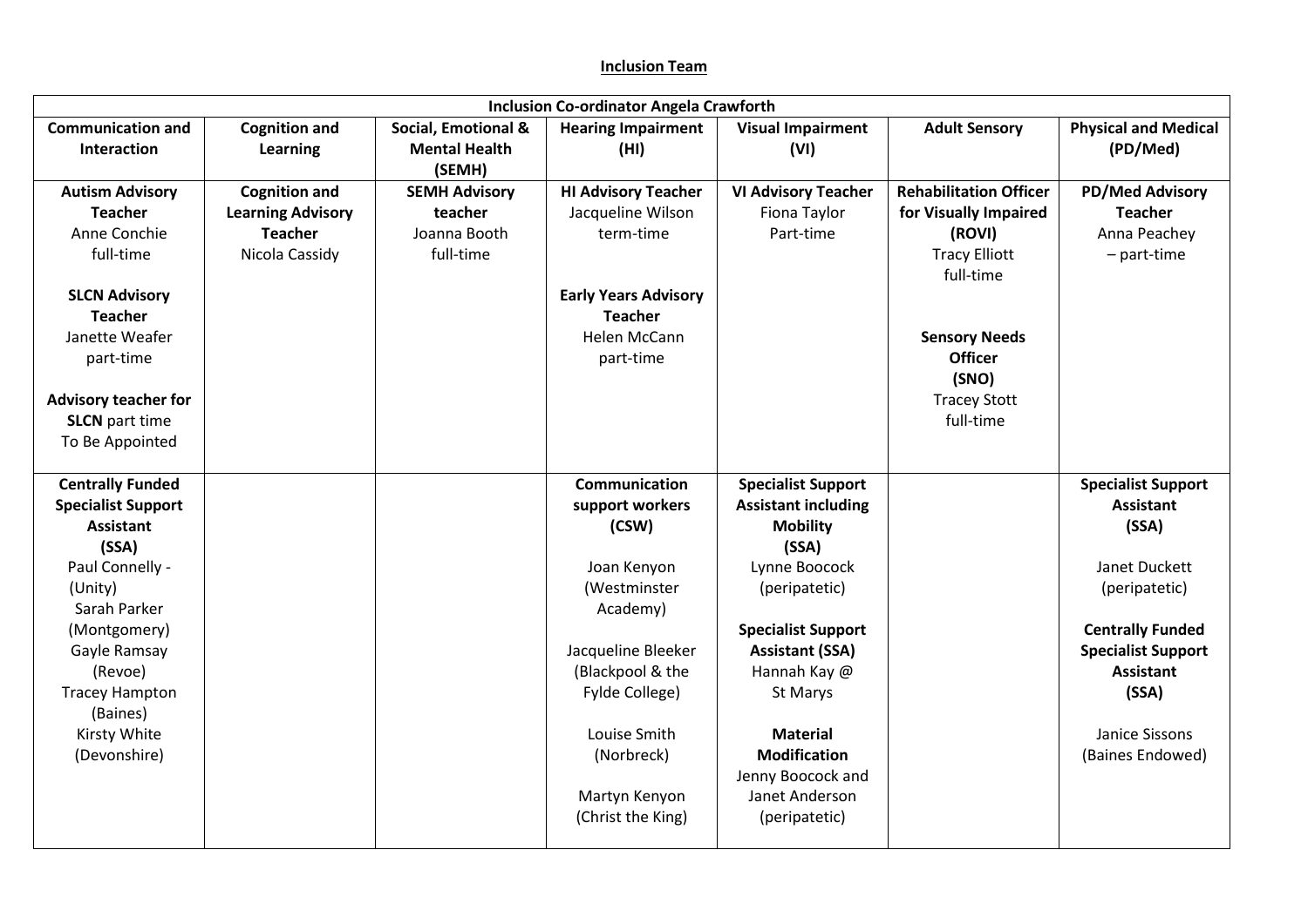## Inclusion Team

| Inclusion Co-ordinator Angela Crawforth | | | | | | |
|---|---|---|---|---|---|---|
| **Communication and Interaction** | **Cognition and Learning** | **Social, Emotional & Mental Health (SEMH)** | **Hearing Impairment (HI)** | **Visual Impairment (VI)** | **Adult Sensory** | **Physical and Medical (PD/Med)** |
| **Autism Advisory Teacher** Anne Conchie full-time<br><br>**SLCN Advisory Teacher** Janette Weafer part-time<br><br>**Advisory teacher for SLCN** part time To Be Appointed | **Cognition and Learning Advisory Teacher** Nicola Cassidy | **SEMH Advisory teacher** Joanna Booth full-time | **HI Advisory Teacher** Jacqueline Wilson term-time<br><br>**Early Years Advisory Teacher** Helen McCann part-time | **VI Advisory Teacher** Fiona Taylor Part-time | **Rehabilitation Officer for Visually Impaired (ROVI)** Tracy Elliott full-time<br><br>**Sensory Needs Officer (SNO)** Tracey Stott full-time | **PD/Med Advisory Teacher** Anna Peachey – part-time |
| **Centrally Funded Specialist Support Assistant (SSA)** Paul Connelly - (Unity) Sarah Parker (Montgomery) Gayle Ramsay (Revoe) Tracey Hampton (Baines) Kirsty White (Devonshire) | | | **Communication support workers (CSW)**<br><br>Joan Kenyon (Westminster Academy)<br><br>Jacqueline Bleeker (Blackpool & the Fylde College)<br><br>Louise Smith (Norbreck)<br><br>Martyn Kenyon (Christ the King) | **Specialist Support Assistant including Mobility (SSA)** Lynne Boocock (peripatetic)<br><br>**Specialist Support Assistant (SSA)** Hannah Kay @ St Marys<br><br>**Material Modification** Jenny Boocock and Janet Anderson (peripatetic) | | **Specialist Support Assistant (SSA)**<br><br>Janet Duckett (peripatetic)<br><br>**Centrally Funded Specialist Support Assistant (SSA)**<br><br>Janice Sissons (Baines Endowed) |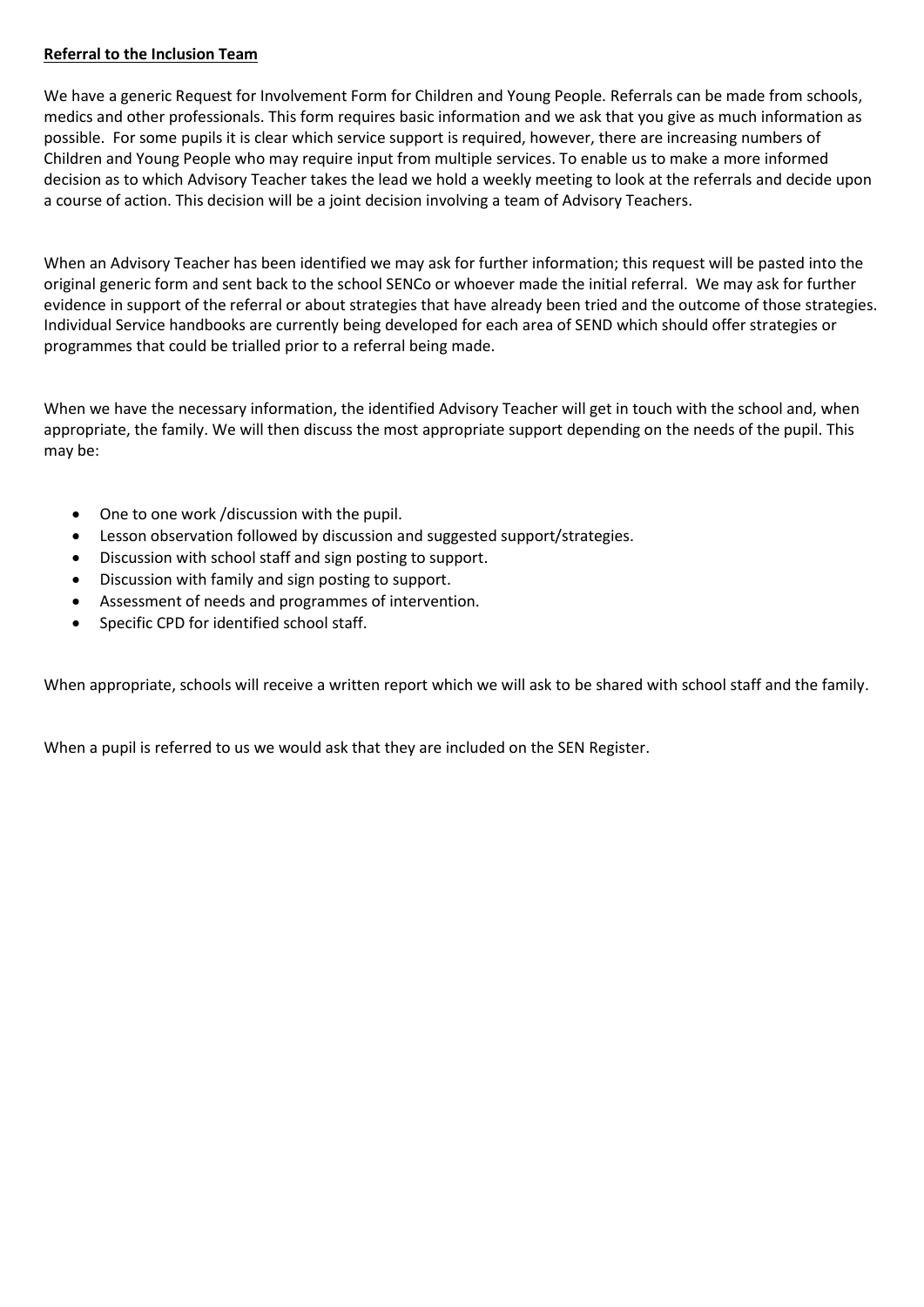**Referral to the Inclusion Team**

We have a generic Request for Involvement Form for Children and Young People. Referrals can be made from schools, medics and other professionals. This form requires basic information and we ask that you give as much information as possible. For some pupils it is clear which service support is required, however, there are increasing numbers of Children and Young People who may require input from multiple services. To enable us to make a more informed decision as to which Advisory Teacher takes the lead we hold a weekly meeting to look at the referrals and decide upon a course of action. This decision will be a joint decision involving a team of Advisory Teachers.

When an Advisory Teacher has been identified we may ask for further information; this request will be pasted into the original generic form and sent back to the school SENCo or whoever made the initial referral. We may ask for further evidence in support of the referral or about strategies that have already been tried and the outcome of those strategies. Individual Service handbooks are currently being developed for each area of SEND which should offer strategies or programmes that could be trialled prior to a referral being made.

When we have the necessary information, the identified Advisory Teacher will get in touch with the school and, when appropriate, the family. We will then discuss the most appropriate support depending on the needs of the pupil. This may be:

- One to one work /discussion with the pupil.
- Lesson observation followed by discussion and suggested support/strategies.
- Discussion with school staff and sign posting to support.
- Discussion with family and sign posting to support.
- Assessment of needs and programmes of intervention.
- Specific CPD for identified school staff.

When appropriate, schools will receive a written report which we will ask to be shared with school staff and the family.

When a pupil is referred to us we would ask that they are included on the SEN Register.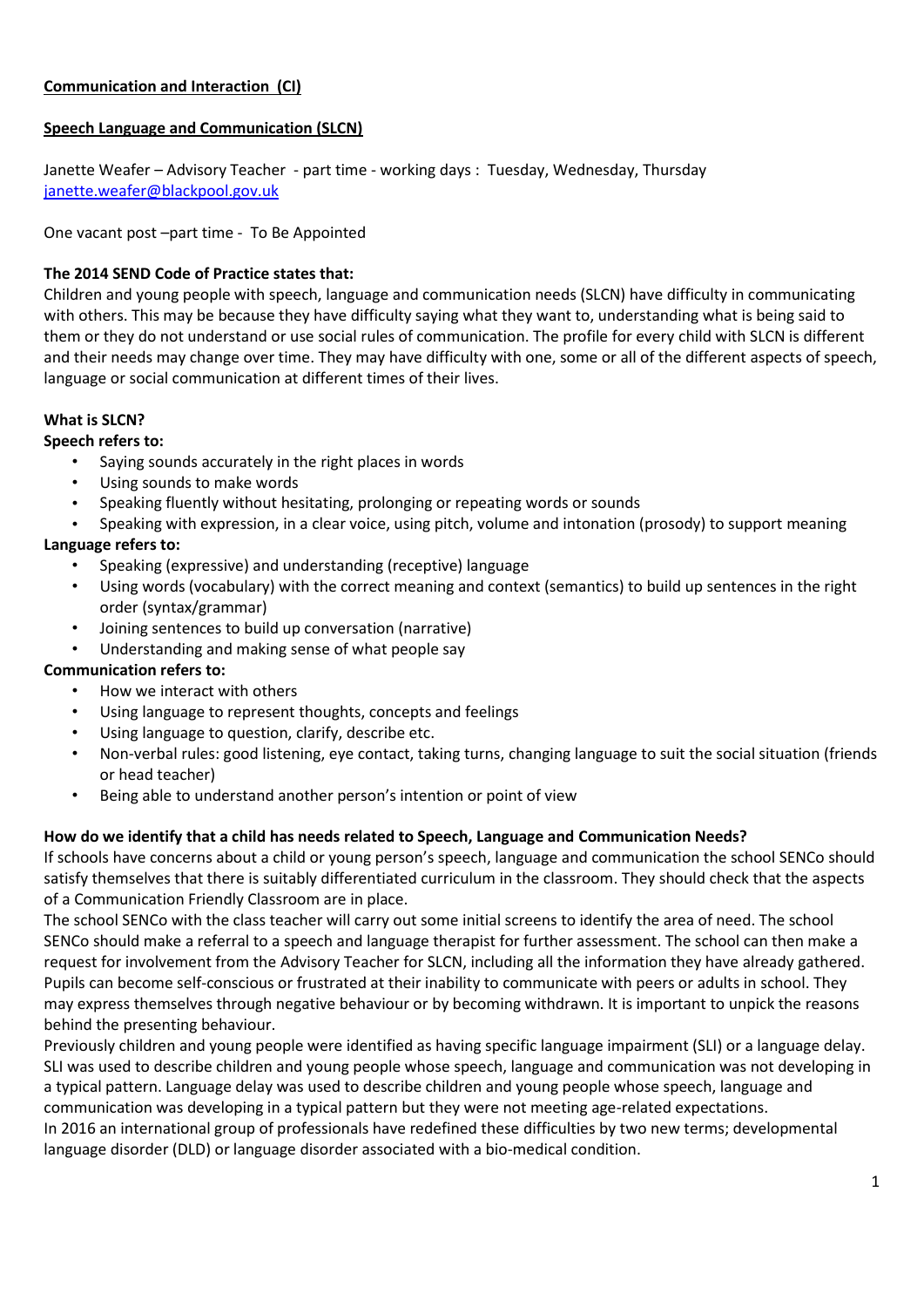**Communication and Interaction (CI)**

**Speech Language and Communication (SLCN)**

Janette Weafer – Advisory Teacher - part time - working days : Tuesday, Wednesday, Thursday
janette.weafer@blackpool.gov.uk

One vacant post –part time - To Be Appointed

**The 2014 SEND Code of Practice states that:**
Children and young people with speech, language and communication needs (SLCN) have difficulty in communicating with others. This may be because they have difficulty saying what they want to, understanding what is being said to them or they do not understand or use social rules of communication. The profile for every child with SLCN is different and their needs may change over time. They may have difficulty with one, some or all of the different aspects of speech, language or social communication at different times of their lives.

**What is SLCN?**

**Speech refers to:**

- Saying sounds accurately in the right places in words
- Using sounds to make words
- Speaking fluently without hesitating, prolonging or repeating words or sounds
- Speaking with expression, in a clear voice, using pitch, volume and intonation (prosody) to support meaning

**Language refers to:**

- Speaking (expressive) and understanding (receptive) language
- Using words (vocabulary) with the correct meaning and context (semantics) to build up sentences in the right order (syntax/grammar)
- Joining sentences to build up conversation (narrative)
- Understanding and making sense of what people say

**Communication refers to:**

- How we interact with others
- Using language to represent thoughts, concepts and feelings
- Using language to question, clarify, describe etc.
- Non-verbal rules: good listening, eye contact, taking turns, changing language to suit the social situation (friends or head teacher)
- Being able to understand another person's intention or point of view

**How do we identify that a child has needs related to Speech, Language and Communication Needs?**
If schools have concerns about a child or young person's speech, language and communication the school SENCo should satisfy themselves that there is suitably differentiated curriculum in the classroom. They should check that the aspects of a Communication Friendly Classroom are in place.
The school SENCo with the class teacher will carry out some initial screens to identify the area of need. The school SENCo should make a referral to a speech and language therapist for further assessment. The school can then make a request for involvement from the Advisory Teacher for SLCN, including all the information they have already gathered. Pupils can become self-conscious or frustrated at their inability to communicate with peers or adults in school. They may express themselves through negative behaviour or by becoming withdrawn. It is important to unpick the reasons behind the presenting behaviour.
Previously children and young people were identified as having specific language impairment (SLI) or a language delay. SLI was used to describe children and young people whose speech, language and communication was not developing in a typical pattern. Language delay was used to describe children and young people whose speech, language and communication was developing in a typical pattern but they were not meeting age-related expectations.
In 2016 an international group of professionals have redefined these difficulties by two new terms; developmental language disorder (DLD) or language disorder associated with a bio-medical condition.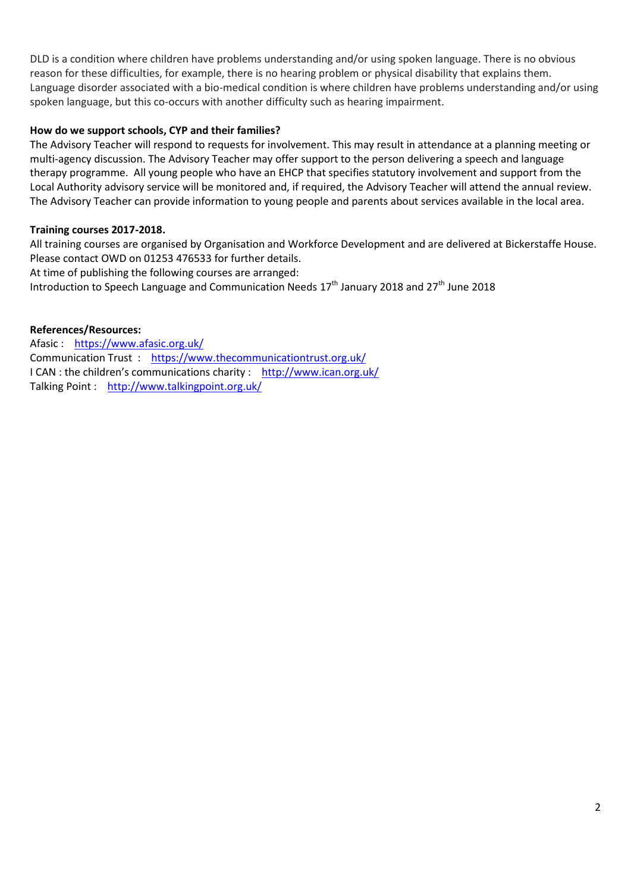DLD is a condition where children have problems understanding and/or using spoken language. There is no obvious reason for these difficulties, for example, there is no hearing problem or physical disability that explains them. Language disorder associated with a bio-medical condition is where children have problems understanding and/or using spoken language, but this co-occurs with another difficulty such as hearing impairment.

**How do we support schools, CYP and their families?**

The Advisory Teacher will respond to requests for involvement. This may result in attendance at a planning meeting or multi-agency discussion. The Advisory Teacher may offer support to the person delivering a speech and language therapy programme. All young people who have an EHCP that specifies statutory involvement and support from the Local Authority advisory service will be monitored and, if required, the Advisory Teacher will attend the annual review. The Advisory Teacher can provide information to young people and parents about services available in the local area.

**Training courses 2017-2018.**

All training courses are organised by Organisation and Workforce Development and are delivered at Bickerstaffe House. Please contact OWD on 01253 476533 for further details.

At time of publishing the following courses are arranged:

Introduction to Speech Language and Communication Needs 17th January 2018 and 27th June 2018

**References/Resources:**

Afasic : https://www.afasic.org.uk/

Communication Trust : https://www.thecommunicationtrust.org.uk/

I CAN : the children's communications charity : http://www.ican.org.uk/

Talking Point : http://www.talkingpoint.org.uk/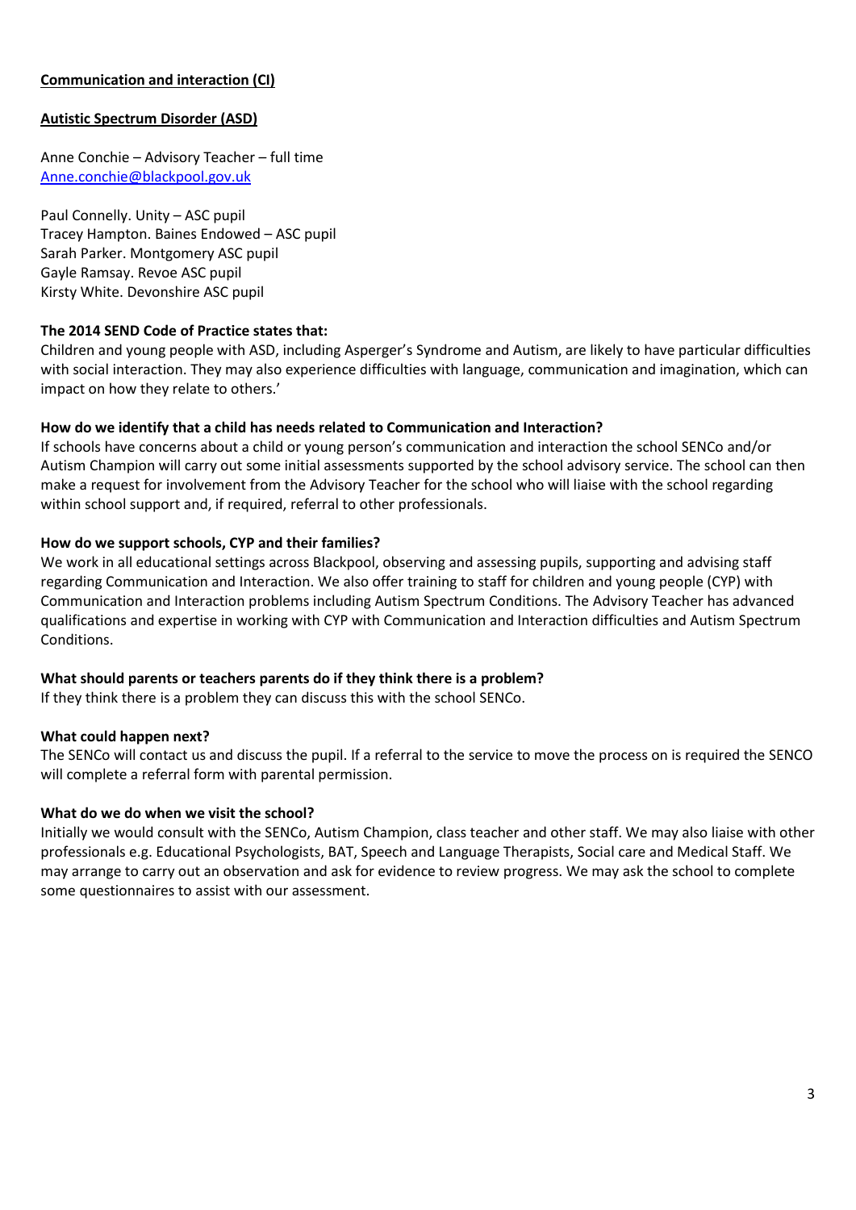## Communication and interaction (CI)

### Autistic Spectrum Disorder (ASD)

Anne Conchie – Advisory Teacher – full time
[Anne.conchie@blackpool.gov.uk](mailto:Anne.conchie@blackpool.gov.uk)

Paul Connelly. Unity – ASC pupil
Tracey Hampton. Baines Endowed – ASC pupil
Sarah Parker. Montgomery ASC pupil
Gayle Ramsay. Revoe ASC pupil
Kirsty White. Devonshire ASC pupil

**The 2014 SEND Code of Practice states that:**
Children and young people with ASD, including Asperger's Syndrome and Autism, are likely to have particular difficulties with social interaction. They may also experience difficulties with language, communication and imagination, which can impact on how they relate to others.'

**How do we identify that a child has needs related to Communication and Interaction?**
If schools have concerns about a child or young person's communication and interaction the school SENCo and/or Autism Champion will carry out some initial assessments supported by the school advisory service. The school can then make a request for involvement from the Advisory Teacher for the school who will liaise with the school regarding within school support and, if required, referral to other professionals.

**How do we support schools, CYP and their families?**
We work in all educational settings across Blackpool, observing and assessing pupils, supporting and advising staff regarding Communication and Interaction. We also offer training to staff for children and young people (CYP) with Communication and Interaction problems including Autism Spectrum Conditions. The Advisory Teacher has advanced qualifications and expertise in working with CYP with Communication and Interaction difficulties and Autism Spectrum Conditions.

**What should parents or teachers parents do if they think there is a problem?**
If they think there is a problem they can discuss this with the school SENCo.

**What could happen next?**
The SENCo will contact us and discuss the pupil. If a referral to the service to move the process on is required the SENCO will complete a referral form with parental permission.

**What do we do when we visit the school?**
Initially we would consult with the SENCo, Autism Champion, class teacher and other staff. We may also liaise with other professionals e.g. Educational Psychologists, BAT, Speech and Language Therapists, Social care and Medical Staff. We may arrange to carry out an observation and ask for evidence to review progress. We may ask the school to complete some questionnaires to assist with our assessment.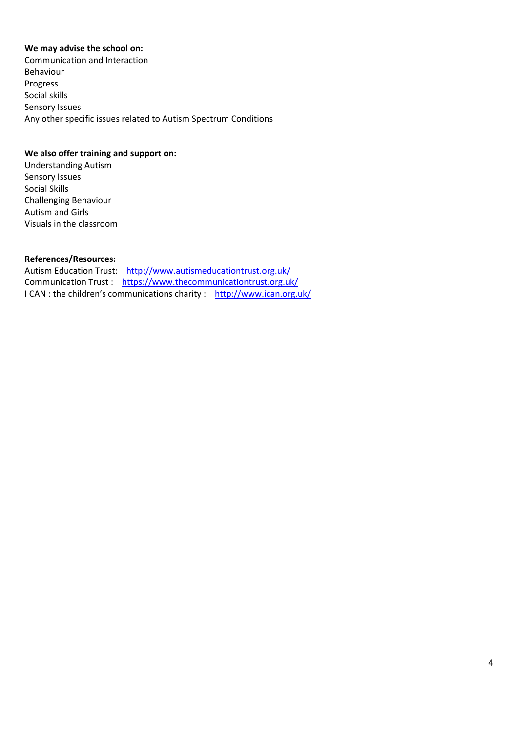**We may advise the school on:**

Communication and Interaction
Behaviour
Progress
Social skills
Sensory Issues
Any other specific issues related to Autism Spectrum Conditions

**We also offer training and support on:**

Understanding Autism
Sensory Issues
Social Skills
Challenging Behaviour
Autism and Girls
Visuals in the classroom

**References/Resources:**

Autism Education Trust: [http://www.autismeducationtrust.org.uk/](http://www.autismeducationtrust.org.uk/)
Communication Trust : [https://www.thecommunicationtrust.org.uk/](https://www.thecommunicationtrust.org.uk/)
I CAN : the children's communications charity : [http://www.ican.org.uk/](http://www.ican.org.uk/)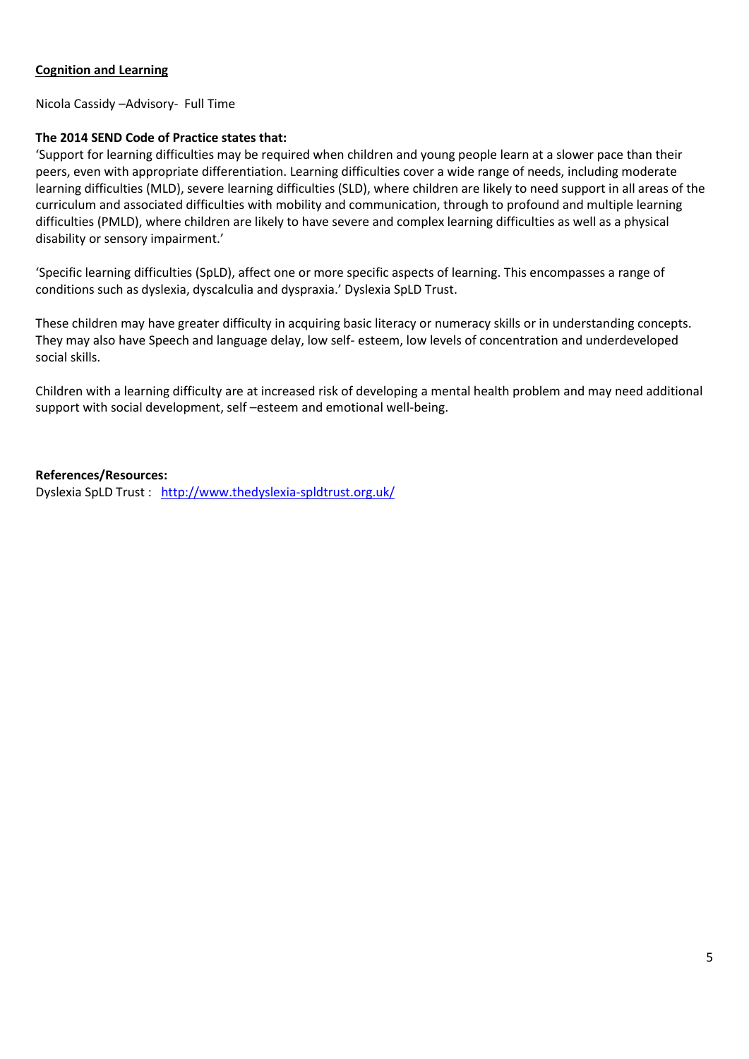## Cognition and Learning

Nicola Cassidy –Advisory- Full Time

**The 2014 SEND Code of Practice states that:**

'Support for learning difficulties may be required when children and young people learn at a slower pace than their peers, even with appropriate differentiation. Learning difficulties cover a wide range of needs, including moderate learning difficulties (MLD), severe learning difficulties (SLD), where children are likely to need support in all areas of the curriculum and associated difficulties with mobility and communication, through to profound and multiple learning difficulties (PMLD), where children are likely to have severe and complex learning difficulties as well as a physical disability or sensory impairment.'

'Specific learning difficulties (SpLD), affect one or more specific aspects of learning. This encompasses a range of conditions such as dyslexia, dyscalculia and dyspraxia.' Dyslexia SpLD Trust.

These children may have greater difficulty in acquiring basic literacy or numeracy skills or in understanding concepts. They may also have Speech and language delay, low self- esteem, low levels of concentration and underdeveloped social skills.

Children with a learning difficulty are at increased risk of developing a mental health problem and may need additional support with social development, self –esteem and emotional well-being.

**References/Resources:**

Dyslexia SpLD Trust : http://www.thedyslexia-spldtrust.org.uk/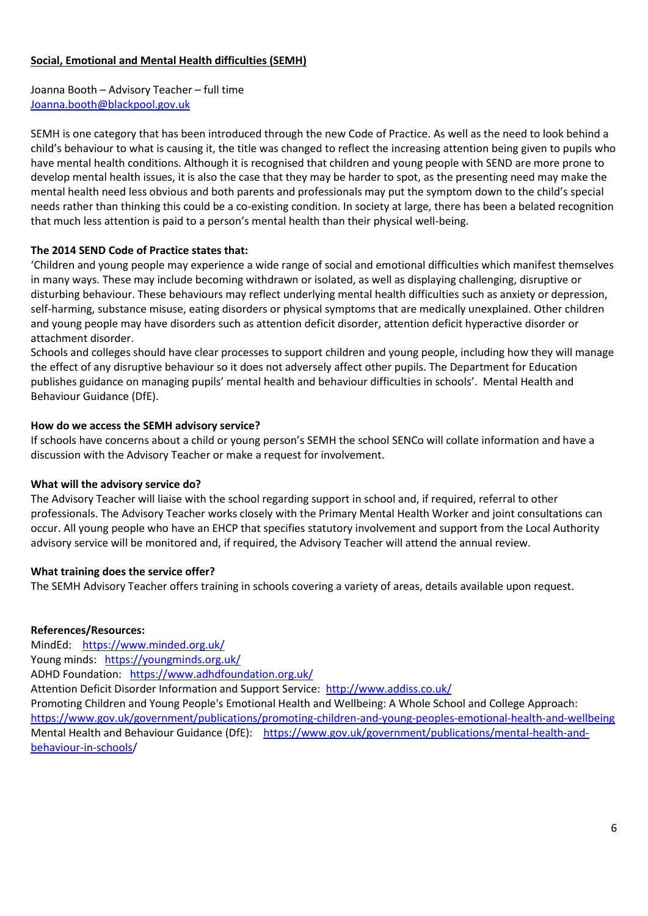## Social, Emotional and Mental Health difficulties (SEMH)

Joanna Booth – Advisory Teacher – full time
Joanna.booth@blackpool.gov.uk

SEMH is one category that has been introduced through the new Code of Practice. As well as the need to look behind a child's behaviour to what is causing it, the title was changed to reflect the increasing attention being given to pupils who have mental health conditions. Although it is recognised that children and young people with SEND are more prone to develop mental health issues, it is also the case that they may be harder to spot, as the presenting need may make the mental health need less obvious and both parents and professionals may put the symptom down to the child's special needs rather than thinking this could be a co-existing condition. In society at large, there has been a belated recognition that much less attention is paid to a person's mental health than their physical well-being.

**The 2014 SEND Code of Practice states that:**
'Children and young people may experience a wide range of social and emotional difficulties which manifest themselves in many ways. These may include becoming withdrawn or isolated, as well as displaying challenging, disruptive or disturbing behaviour. These behaviours may reflect underlying mental health difficulties such as anxiety or depression, self-harming, substance misuse, eating disorders or physical symptoms that are medically unexplained. Other children and young people may have disorders such as attention deficit disorder, attention deficit hyperactive disorder or attachment disorder.
Schools and colleges should have clear processes to support children and young people, including how they will manage the effect of any disruptive behaviour so it does not adversely affect other pupils. The Department for Education publishes guidance on managing pupils' mental health and behaviour difficulties in schools'. Mental Health and Behaviour Guidance (DfE).

**How do we access the SEMH advisory service?**
If schools have concerns about a child or young person's SEMH the school SENCo will collate information and have a discussion with the Advisory Teacher or make a request for involvement.

**What will the advisory service do?**
The Advisory Teacher will liaise with the school regarding support in school and, if required, referral to other professionals. The Advisory Teacher works closely with the Primary Mental Health Worker and joint consultations can occur. All young people who have an EHCP that specifies statutory involvement and support from the Local Authority advisory service will be monitored and, if required, the Advisory Teacher will attend the annual review.

**What training does the service offer?**
The SEMH Advisory Teacher offers training in schools covering a variety of areas, details available upon request.

**References/Resources:**
MindEd: https://www.minded.org.uk/
Young minds: https://youngminds.org.uk/
ADHD Foundation: https://www.adhdfoundation.org.uk/
Attention Deficit Disorder Information and Support Service: http://www.addiss.co.uk/
Promoting Children and Young People's Emotional Health and Wellbeing: A Whole School and College Approach: https://www.gov.uk/government/publications/promoting-children-and-young-peoples-emotional-health-and-wellbeing
Mental Health and Behaviour Guidance (DfE): https://www.gov.uk/government/publications/mental-health-and-behaviour-in-schools/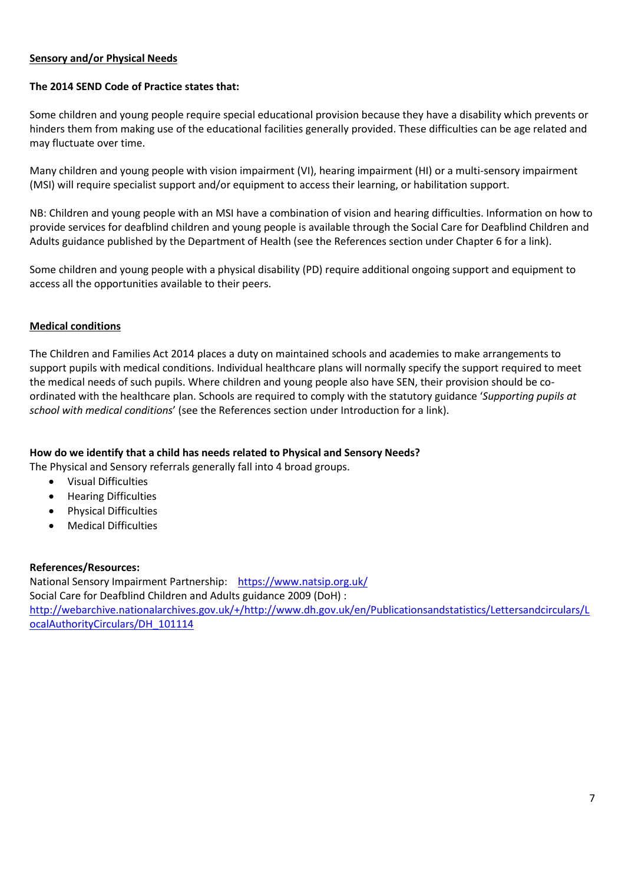## Sensory and/or Physical Needs

**The 2014 SEND Code of Practice states that:**

Some children and young people require special educational provision because they have a disability which prevents or hinders them from making use of the educational facilities generally provided. These difficulties can be age related and may fluctuate over time.

Many children and young people with vision impairment (VI), hearing impairment (HI) or a multi-sensory impairment (MSI) will require specialist support and/or equipment to access their learning, or habilitation support.

NB: Children and young people with an MSI have a combination of vision and hearing difficulties. Information on how to provide services for deafblind children and young people is available through the Social Care for Deafblind Children and Adults guidance published by the Department of Health (see the References section under Chapter 6 for a link).

Some children and young people with a physical disability (PD) require additional ongoing support and equipment to access all the opportunities available to their peers.

## Medical conditions

The Children and Families Act 2014 places a duty on maintained schools and academies to make arrangements to support pupils with medical conditions. Individual healthcare plans will normally specify the support required to meet the medical needs of such pupils. Where children and young people also have SEN, their provision should be co-ordinated with the healthcare plan. Schools are required to comply with the statutory guidance '*Supporting pupils at school with medical conditions*' (see the References section under Introduction for a link).

**How do we identify that a child has needs related to Physical and Sensory Needs?**

The Physical and Sensory referrals generally fall into 4 broad groups.

- Visual Difficulties
- Hearing Difficulties
- Physical Difficulties
- Medical Difficulties

**References/Resources:**

National Sensory Impairment Partnership: https://www.natsip.org.uk/

Social Care for Deafblind Children and Adults guidance 2009 (DoH) :

http://webarchive.nationalarchives.gov.uk/+/http://www.dh.gov.uk/en/Publicationsandstatistics/Lettersandcirculars/LocalAuthorityCirculars/DH_101114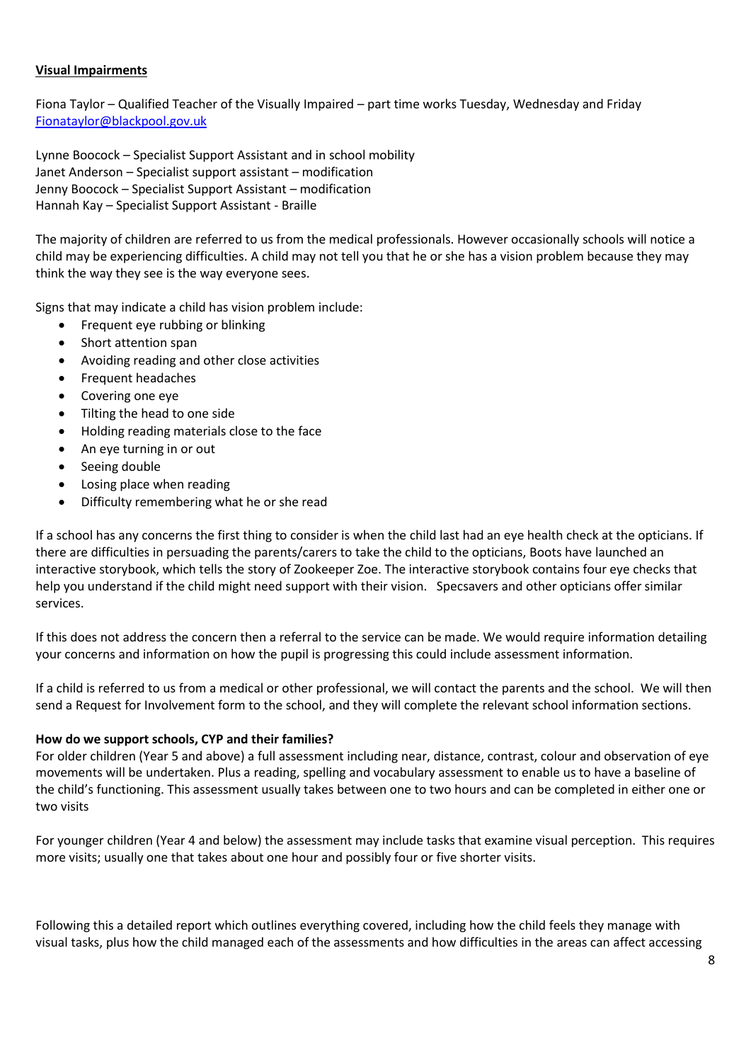## Visual Impairments

Fiona Taylor – Qualified Teacher of the Visually Impaired – part time works Tuesday, Wednesday and Friday
Fionataylor@blackpool.gov.uk

Lynne Boocock – Specialist Support Assistant and in school mobility
Janet Anderson – Specialist support assistant – modification
Jenny Boocock – Specialist Support Assistant – modification
Hannah Kay – Specialist Support Assistant - Braille

The majority of children are referred to us from the medical professionals. However occasionally schools will notice a child may be experiencing difficulties. A child may not tell you that he or she has a vision problem because they may think the way they see is the way everyone sees.

Signs that may indicate a child has vision problem include:

- Frequent eye rubbing or blinking
- Short attention span
- Avoiding reading and other close activities
- Frequent headaches
- Covering one eye
- Tilting the head to one side
- Holding reading materials close to the face
- An eye turning in or out
- Seeing double
- Losing place when reading
- Difficulty remembering what he or she read

If a school has any concerns the first thing to consider is when the child last had an eye health check at the opticians. If there are difficulties in persuading the parents/carers to take the child to the opticians, Boots have launched an interactive storybook, which tells the story of Zookeeper Zoe. The interactive storybook contains four eye checks that help you understand if the child might need support with their vision. Specsavers and other opticians offer similar services.

If this does not address the concern then a referral to the service can be made. We would require information detailing your concerns and information on how the pupil is progressing this could include assessment information.

If a child is referred to us from a medical or other professional, we will contact the parents and the school. We will then send a Request for Involvement form to the school, and they will complete the relevant school information sections.

**How do we support schools, CYP and their families?**

For older children (Year 5 and above) a full assessment including near, distance, contrast, colour and observation of eye movements will be undertaken. Plus a reading, spelling and vocabulary assessment to enable us to have a baseline of the child's functioning. This assessment usually takes between one to two hours and can be completed in either one or two visits

For younger children (Year 4 and below) the assessment may include tasks that examine visual perception. This requires more visits; usually one that takes about one hour and possibly four or five shorter visits.

Following this a detailed report which outlines everything covered, including how the child feels they manage with visual tasks, plus how the child managed each of the assessments and how difficulties in the areas can affect accessing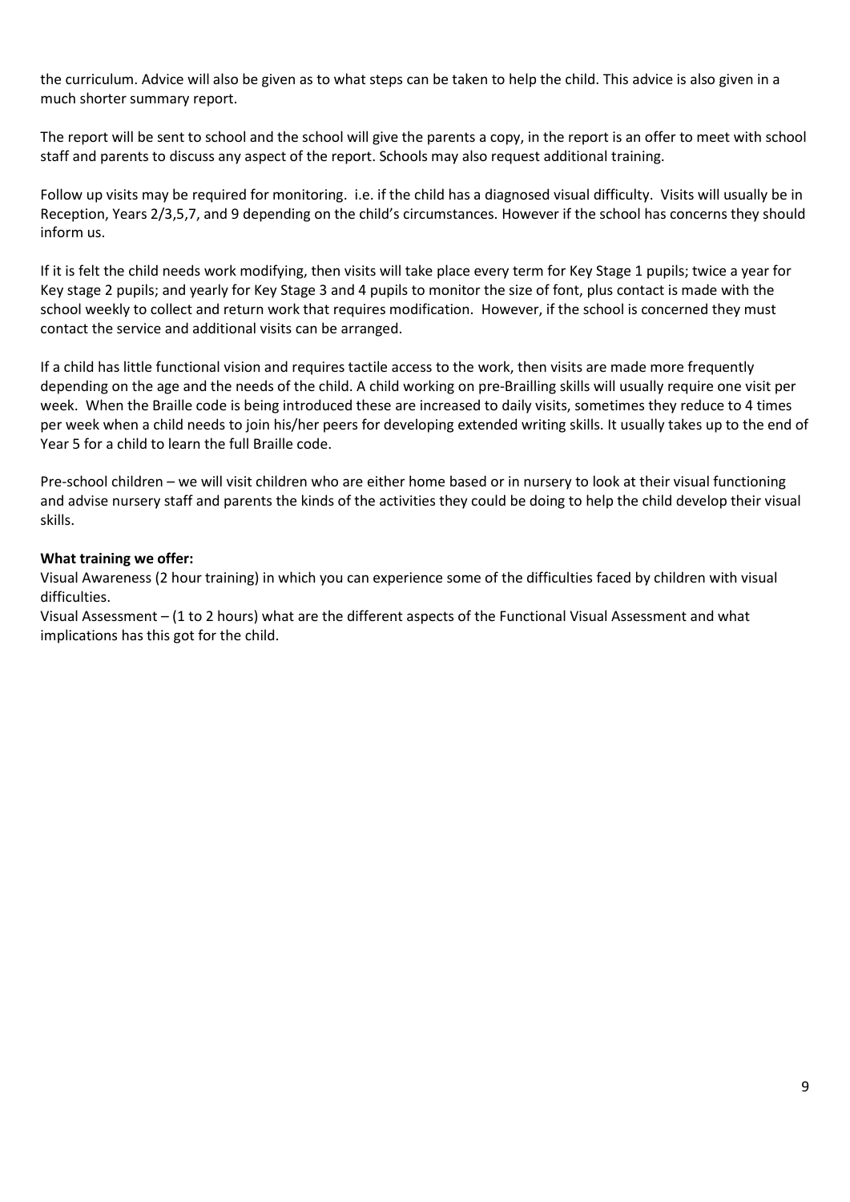the curriculum. Advice will also be given as to what steps can be taken to help the child. This advice is also given in a much shorter summary report.

The report will be sent to school and the school will give the parents a copy, in the report is an offer to meet with school staff and parents to discuss any aspect of the report. Schools may also request additional training.

Follow up visits may be required for monitoring. i.e. if the child has a diagnosed visual difficulty. Visits will usually be in Reception, Years 2/3,5,7, and 9 depending on the child's circumstances. However if the school has concerns they should inform us.

If it is felt the child needs work modifying, then visits will take place every term for Key Stage 1 pupils; twice a year for Key stage 2 pupils; and yearly for Key Stage 3 and 4 pupils to monitor the size of font, plus contact is made with the school weekly to collect and return work that requires modification. However, if the school is concerned they must contact the service and additional visits can be arranged.

If a child has little functional vision and requires tactile access to the work, then visits are made more frequently depending on the age and the needs of the child. A child working on pre-Brailling skills will usually require one visit per week. When the Braille code is being introduced these are increased to daily visits, sometimes they reduce to 4 times per week when a child needs to join his/her peers for developing extended writing skills. It usually takes up to the end of Year 5 for a child to learn the full Braille code.

Pre-school children – we will visit children who are either home based or in nursery to look at their visual functioning and advise nursery staff and parents the kinds of the activities they could be doing to help the child develop their visual skills.

**What training we offer:**

Visual Awareness (2 hour training) in which you can experience some of the difficulties faced by children with visual difficulties.

Visual Assessment – (1 to 2 hours) what are the different aspects of the Functional Visual Assessment and what implications has this got for the child.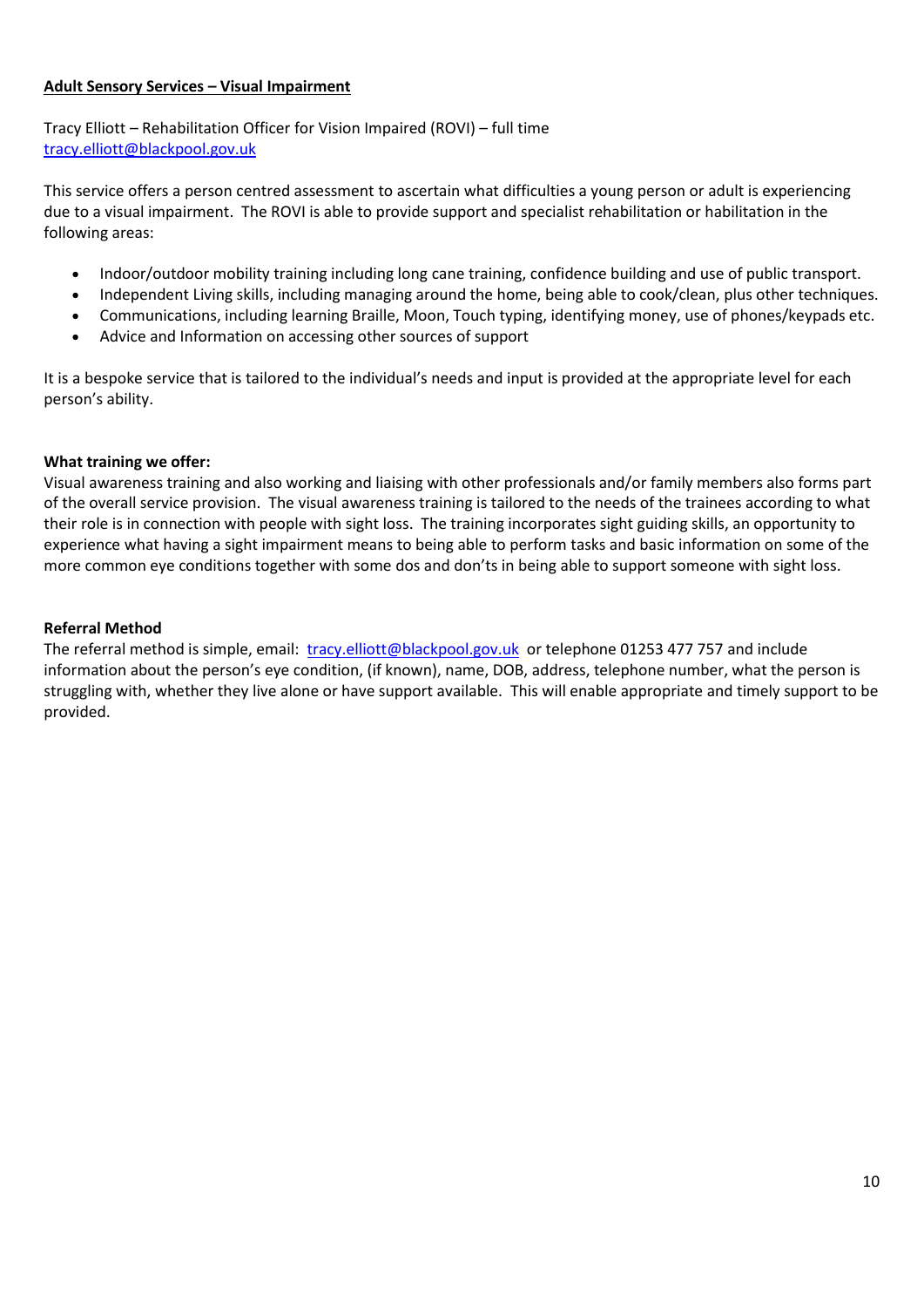## Adult Sensory Services – Visual Impairment

Tracy Elliott – Rehabilitation Officer for Vision Impaired (ROVI) – full time
tracy.elliott@blackpool.gov.uk

This service offers a person centred assessment to ascertain what difficulties a young person or adult is experiencing due to a visual impairment. The ROVI is able to provide support and specialist rehabilitation or habilitation in the following areas:

- Indoor/outdoor mobility training including long cane training, confidence building and use of public transport.
- Independent Living skills, including managing around the home, being able to cook/clean, plus other techniques.
- Communications, including learning Braille, Moon, Touch typing, identifying money, use of phones/keypads etc.
- Advice and Information on accessing other sources of support

It is a bespoke service that is tailored to the individual's needs and input is provided at the appropriate level for each person's ability.

**What training we offer:**
Visual awareness training and also working and liaising with other professionals and/or family members also forms part of the overall service provision. The visual awareness training is tailored to the needs of the trainees according to what their role is in connection with people with sight loss. The training incorporates sight guiding skills, an opportunity to experience what having a sight impairment means to being able to perform tasks and basic information on some of the more common eye conditions together with some dos and don'ts in being able to support someone with sight loss.

**Referral Method**
The referral method is simple, email: tracy.elliott@blackpool.gov.uk or telephone 01253 477 757 and include information about the person's eye condition, (if known), name, DOB, address, telephone number, what the person is struggling with, whether they live alone or have support available. This will enable appropriate and timely support to be provided.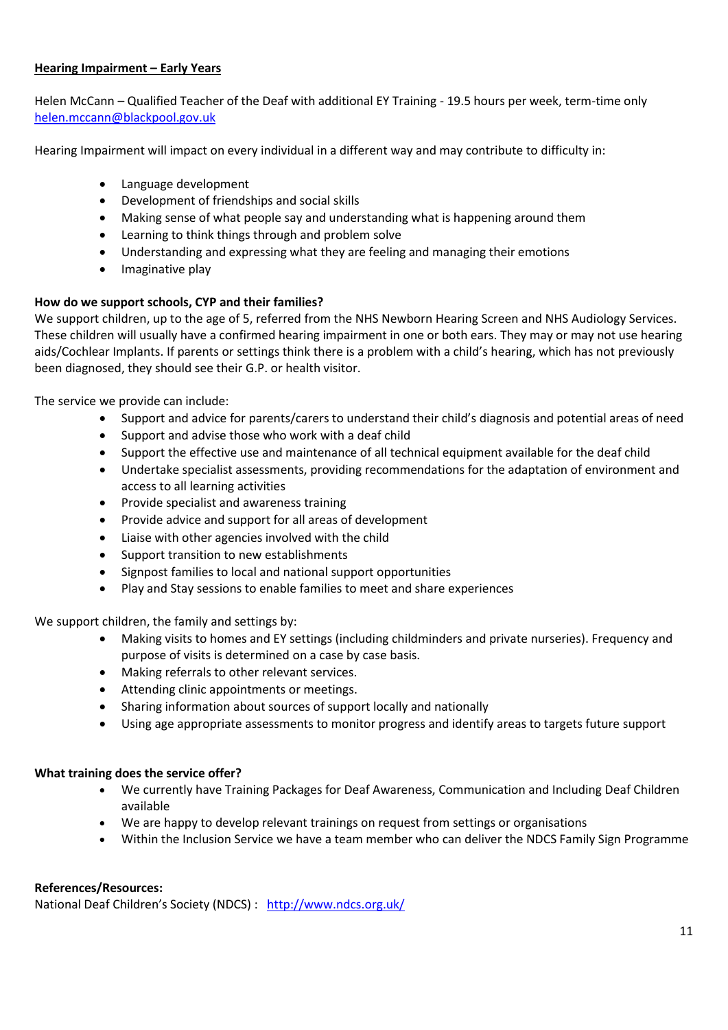## Hearing Impairment – Early Years

Helen McCann – Qualified Teacher of the Deaf with additional EY Training - 19.5 hours per week, term-time only
helen.mccann@blackpool.gov.uk

Hearing Impairment will impact on every individual in a different way and may contribute to difficulty in:

- Language development
- Development of friendships and social skills
- Making sense of what people say and understanding what is happening around them
- Learning to think things through and problem solve
- Understanding and expressing what they are feeling and managing their emotions
- Imaginative play

**How do we support schools, CYP and their families?**

We support children, up to the age of 5, referred from the NHS Newborn Hearing Screen and NHS Audiology Services. These children will usually have a confirmed hearing impairment in one or both ears. They may or may not use hearing aids/Cochlear Implants. If parents or settings think there is a problem with a child's hearing, which has not previously been diagnosed, they should see their G.P. or health visitor.

The service we provide can include:

- Support and advice for parents/carers to understand their child's diagnosis and potential areas of need
- Support and advise those who work with a deaf child
- Support the effective use and maintenance of all technical equipment available for the deaf child
- Undertake specialist assessments, providing recommendations for the adaptation of environment and access to all learning activities
- Provide specialist and awareness training
- Provide advice and support for all areas of development
- Liaise with other agencies involved with the child
- Support transition to new establishments
- Signpost families to local and national support opportunities
- Play and Stay sessions to enable families to meet and share experiences

We support children, the family and settings by:

- Making visits to homes and EY settings (including childminders and private nurseries). Frequency and purpose of visits is determined on a case by case basis.
- Making referrals to other relevant services.
- Attending clinic appointments or meetings.
- Sharing information about sources of support locally and nationally
- Using age appropriate assessments to monitor progress and identify areas to targets future support

**What training does the service offer?**

- We currently have Training Packages for Deaf Awareness, Communication and Including Deaf Children available
- We are happy to develop relevant trainings on request from settings or organisations
- Within the Inclusion Service we have a team member who can deliver the NDCS Family Sign Programme

**References/Resources:**

National Deaf Children's Society (NDCS) : http://www.ndcs.org.uk/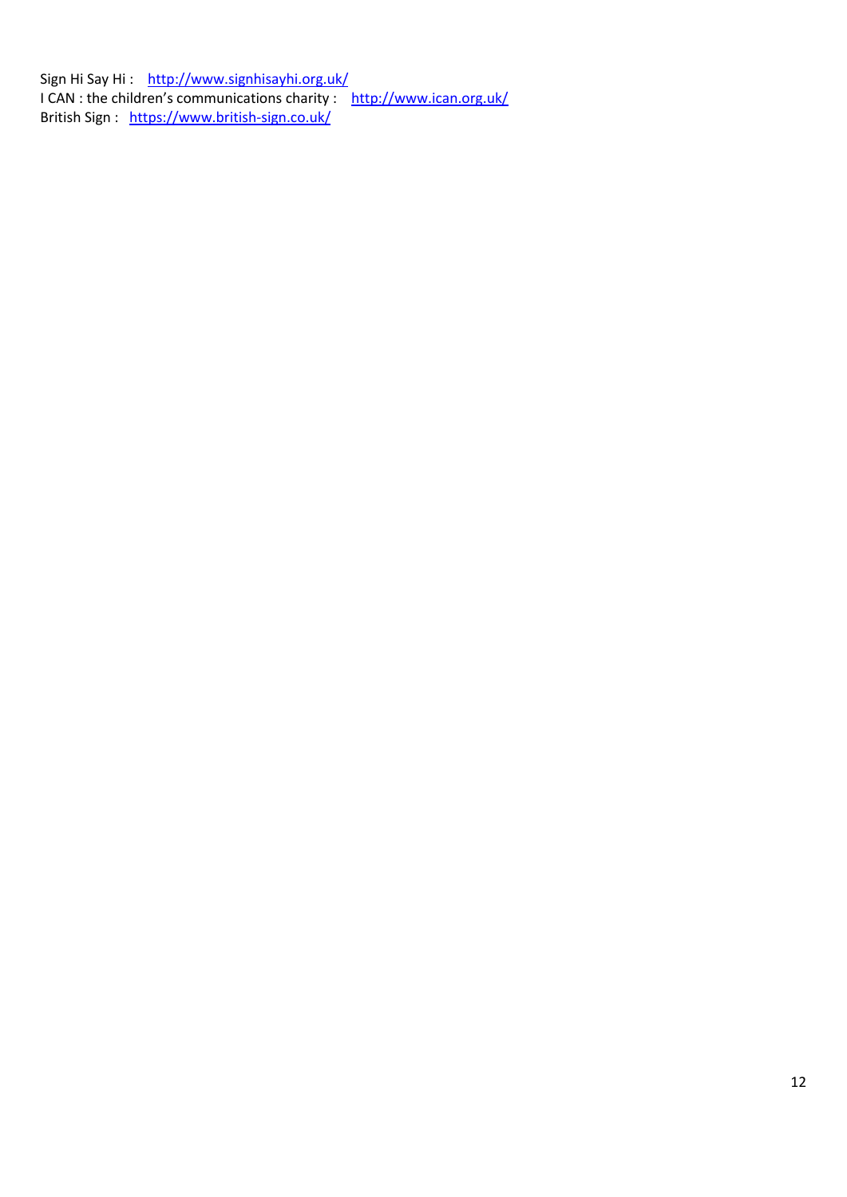Sign Hi Say Hi : http://www.signhisayhi.org.uk/  
I CAN : the children's communications charity : http://www.ican.org.uk/  
British Sign : https://www.british-sign.co.uk/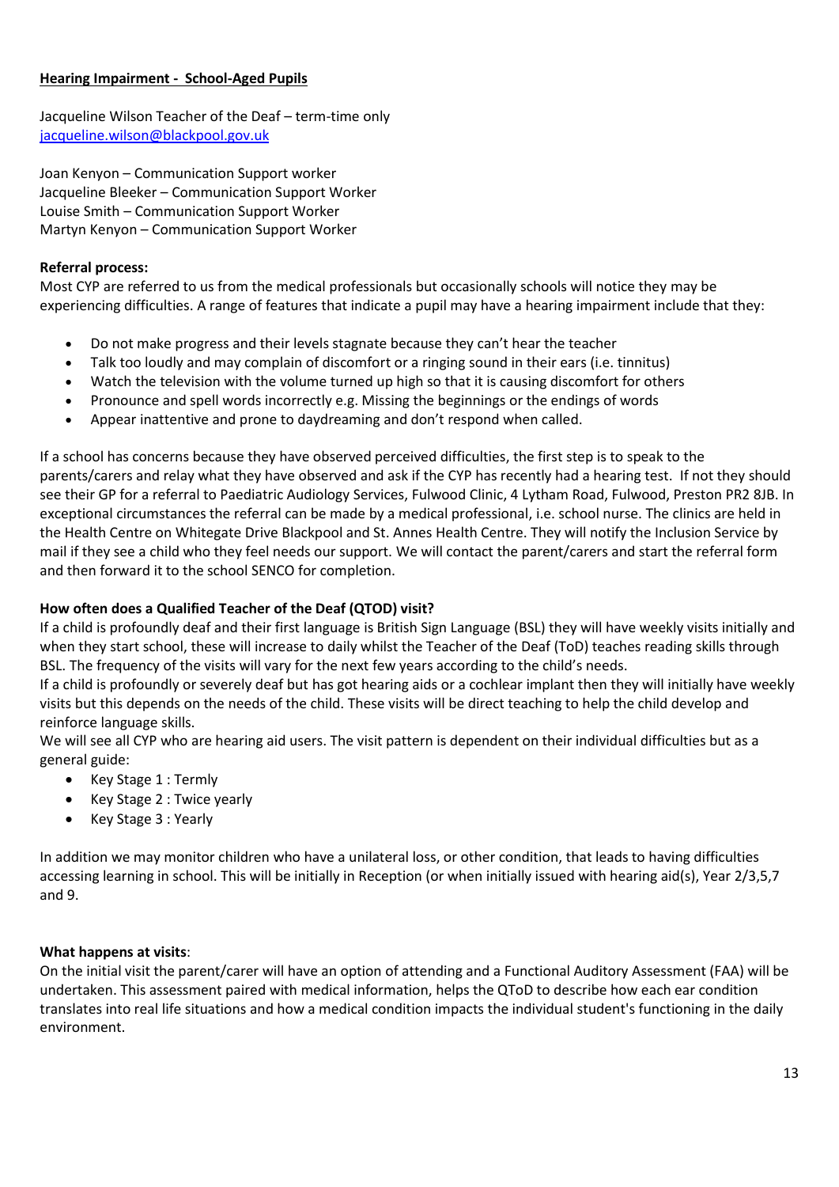## Hearing Impairment - School-Aged Pupils

Jacqueline Wilson Teacher of the Deaf – term-time only
jacqueline.wilson@blackpool.gov.uk

Joan Kenyon – Communication Support worker
Jacqueline Bleeker – Communication Support Worker
Louise Smith – Communication Support Worker
Martyn Kenyon – Communication Support Worker

**Referral process:**
Most CYP are referred to us from the medical professionals but occasionally schools will notice they may be experiencing difficulties. A range of features that indicate a pupil may have a hearing impairment include that they:

- Do not make progress and their levels stagnate because they can't hear the teacher
- Talk too loudly and may complain of discomfort or a ringing sound in their ears (i.e. tinnitus)
- Watch the television with the volume turned up high so that it is causing discomfort for others
- Pronounce and spell words incorrectly e.g. Missing the beginnings or the endings of words
- Appear inattentive and prone to daydreaming and don't respond when called.

If a school has concerns because they have observed perceived difficulties, the first step is to speak to the parents/carers and relay what they have observed and ask if the CYP has recently had a hearing test. If not they should see their GP for a referral to Paediatric Audiology Services, Fulwood Clinic, 4 Lytham Road, Fulwood, Preston PR2 8JB. In exceptional circumstances the referral can be made by a medical professional, i.e. school nurse. The clinics are held in the Health Centre on Whitegate Drive Blackpool and St. Annes Health Centre. They will notify the Inclusion Service by mail if they see a child who they feel needs our support. We will contact the parent/carers and start the referral form and then forward it to the school SENCO for completion.

**How often does a Qualified Teacher of the Deaf (QTOD) visit?**
If a child is profoundly deaf and their first language is British Sign Language (BSL) they will have weekly visits initially and when they start school, these will increase to daily whilst the Teacher of the Deaf (ToD) teaches reading skills through BSL. The frequency of the visits will vary for the next few years according to the child's needs.
If a child is profoundly or severely deaf but has got hearing aids or a cochlear implant then they will initially have weekly visits but this depends on the needs of the child. These visits will be direct teaching to help the child develop and reinforce language skills.
We will see all CYP who are hearing aid users. The visit pattern is dependent on their individual difficulties but as a general guide:

- Key Stage 1 : Termly
- Key Stage 2 : Twice yearly
- Key Stage 3 : Yearly

In addition we may monitor children who have a unilateral loss, or other condition, that leads to having difficulties accessing learning in school. This will be initially in Reception (or when initially issued with hearing aid(s), Year 2/3,5,7 and 9.

**What happens at visits**:
On the initial visit the parent/carer will have an option of attending and a Functional Auditory Assessment (FAA) will be undertaken. This assessment paired with medical information, helps the QToD to describe how each ear condition translates into real life situations and how a medical condition impacts the individual student's functioning in the daily environment.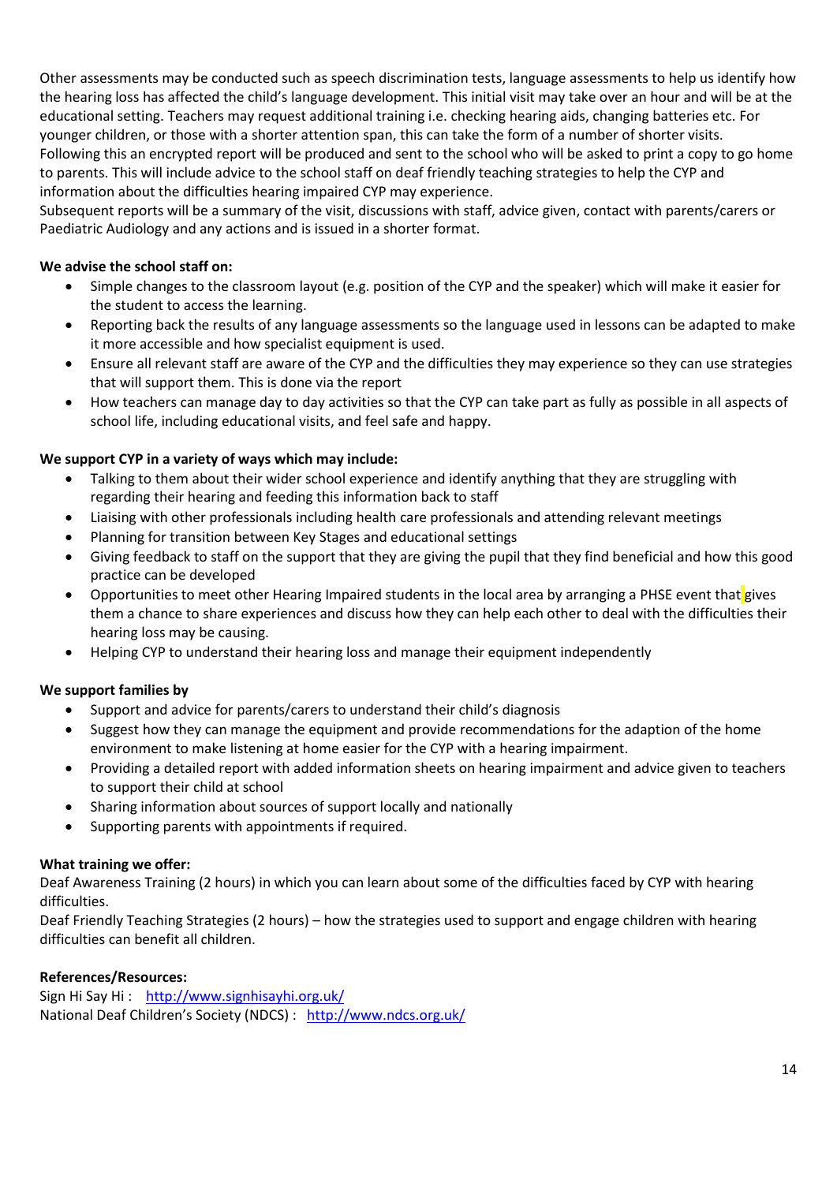Other assessments may be conducted such as speech discrimination tests, language assessments to help us identify how the hearing loss has affected the child's language development. This initial visit may take over an hour and will be at the educational setting. Teachers may request additional training i.e. checking hearing aids, changing batteries etc. For younger children, or those with a shorter attention span, this can take the form of a number of shorter visits.
Following this an encrypted report will be produced and sent to the school who will be asked to print a copy to go home to parents. This will include advice to the school staff on deaf friendly teaching strategies to help the CYP and information about the difficulties hearing impaired CYP may experience.
Subsequent reports will be a summary of the visit, discussions with staff, advice given, contact with parents/carers or Paediatric Audiology and any actions and is issued in a shorter format.

**We advise the school staff on:**

- Simple changes to the classroom layout (e.g. position of the CYP and the speaker) which will make it easier for the student to access the learning.
- Reporting back the results of any language assessments so the language used in lessons can be adapted to make it more accessible and how specialist equipment is used.
- Ensure all relevant staff are aware of the CYP and the difficulties they may experience so they can use strategies that will support them. This is done via the report
- How teachers can manage day to day activities so that the CYP can take part as fully as possible in all aspects of school life, including educational visits, and feel safe and happy.

**We support CYP in a variety of ways which may include:**

- Talking to them about their wider school experience and identify anything that they are struggling with regarding their hearing and feeding this information back to staff
- Liaising with other professionals including health care professionals and attending relevant meetings
- Planning for transition between Key Stages and educational settings
- Giving feedback to staff on the support that they are giving the pupil that they find beneficial and how this good practice can be developed
- Opportunities to meet other Hearing Impaired students in the local area by arranging a PHSE event that gives them a chance to share experiences and discuss how they can help each other to deal with the difficulties their hearing loss may be causing.
- Helping CYP to understand their hearing loss and manage their equipment independently

**We support families by**

- Support and advice for parents/carers to understand their child's diagnosis
- Suggest how they can manage the equipment and provide recommendations for the adaption of the home environment to make listening at home easier for the CYP with a hearing impairment.
- Providing a detailed report with added information sheets on hearing impairment and advice given to teachers to support their child at school
- Sharing information about sources of support locally and nationally
- Supporting parents with appointments if required.

**What training we offer:**

Deaf Awareness Training (2 hours) in which you can learn about some of the difficulties faced by CYP with hearing difficulties.
Deaf Friendly Teaching Strategies (2 hours) – how the strategies used to support and engage children with hearing difficulties can benefit all children.

**References/Resources:**

Sign Hi Say Hi : http://www.signhisayhi.org.uk/
National Deaf Children's Society (NDCS) : http://www.ndcs.org.uk/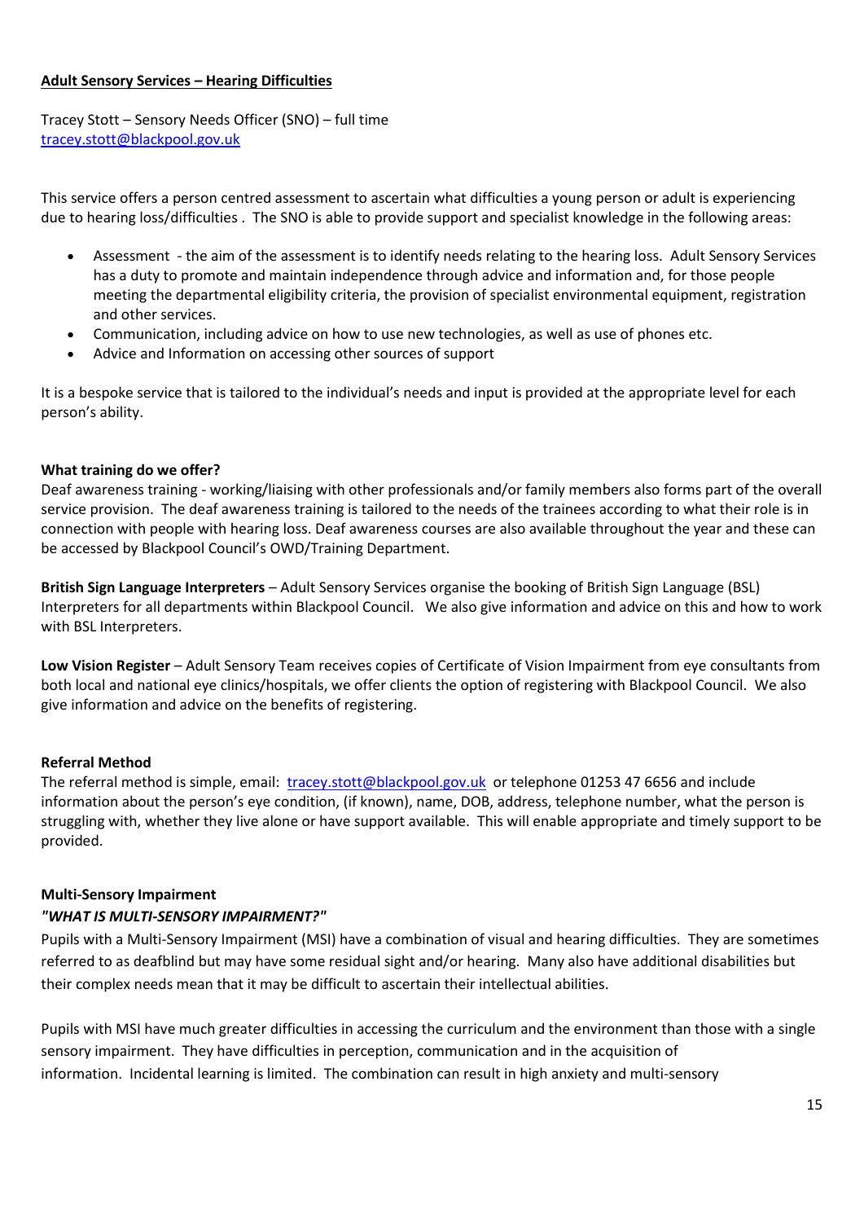**Adult Sensory Services – Hearing Difficulties**

Tracey Stott – Sensory Needs Officer (SNO) – full time
tracey.stott@blackpool.gov.uk

This service offers a person centred assessment to ascertain what difficulties a young person or adult is experiencing due to hearing loss/difficulties . The SNO is able to provide support and specialist knowledge in the following areas:

- Assessment - the aim of the assessment is to identify needs relating to the hearing loss. Adult Sensory Services has a duty to promote and maintain independence through advice and information and, for those people meeting the departmental eligibility criteria, the provision of specialist environmental equipment, registration and other services.
- Communication, including advice on how to use new technologies, as well as use of phones etc.
- Advice and Information on accessing other sources of support

It is a bespoke service that is tailored to the individual's needs and input is provided at the appropriate level for each person's ability.

**What training do we offer?**

Deaf awareness training - working/liaising with other professionals and/or family members also forms part of the overall service provision. The deaf awareness training is tailored to the needs of the trainees according to what their role is in connection with people with hearing loss. Deaf awareness courses are also available throughout the year and these can be accessed by Blackpool Council's OWD/Training Department.

**British Sign Language Interpreters** – Adult Sensory Services organise the booking of British Sign Language (BSL) Interpreters for all departments within Blackpool Council. We also give information and advice on this and how to work with BSL Interpreters.

**Low Vision Register** – Adult Sensory Team receives copies of Certificate of Vision Impairment from eye consultants from both local and national eye clinics/hospitals, we offer clients the option of registering with Blackpool Council. We also give information and advice on the benefits of registering.

**Referral Method**

The referral method is simple, email: tracey.stott@blackpool.gov.uk or telephone 01253 47 6656 and include information about the person's eye condition, (if known), name, DOB, address, telephone number, what the person is struggling with, whether they live alone or have support available. This will enable appropriate and timely support to be provided.

**Multi-Sensory Impairment**

***"WHAT IS MULTI-SENSORY IMPAIRMENT?"***

Pupils with a Multi-Sensory Impairment (MSI) have a combination of visual and hearing difficulties. They are sometimes referred to as deafblind but may have some residual sight and/or hearing. Many also have additional disabilities but their complex needs mean that it may be difficult to ascertain their intellectual abilities.

Pupils with MSI have much greater difficulties in accessing the curriculum and the environment than those with a single sensory impairment. They have difficulties in perception, communication and in the acquisition of information. Incidental learning is limited. The combination can result in high anxiety and multi-sensory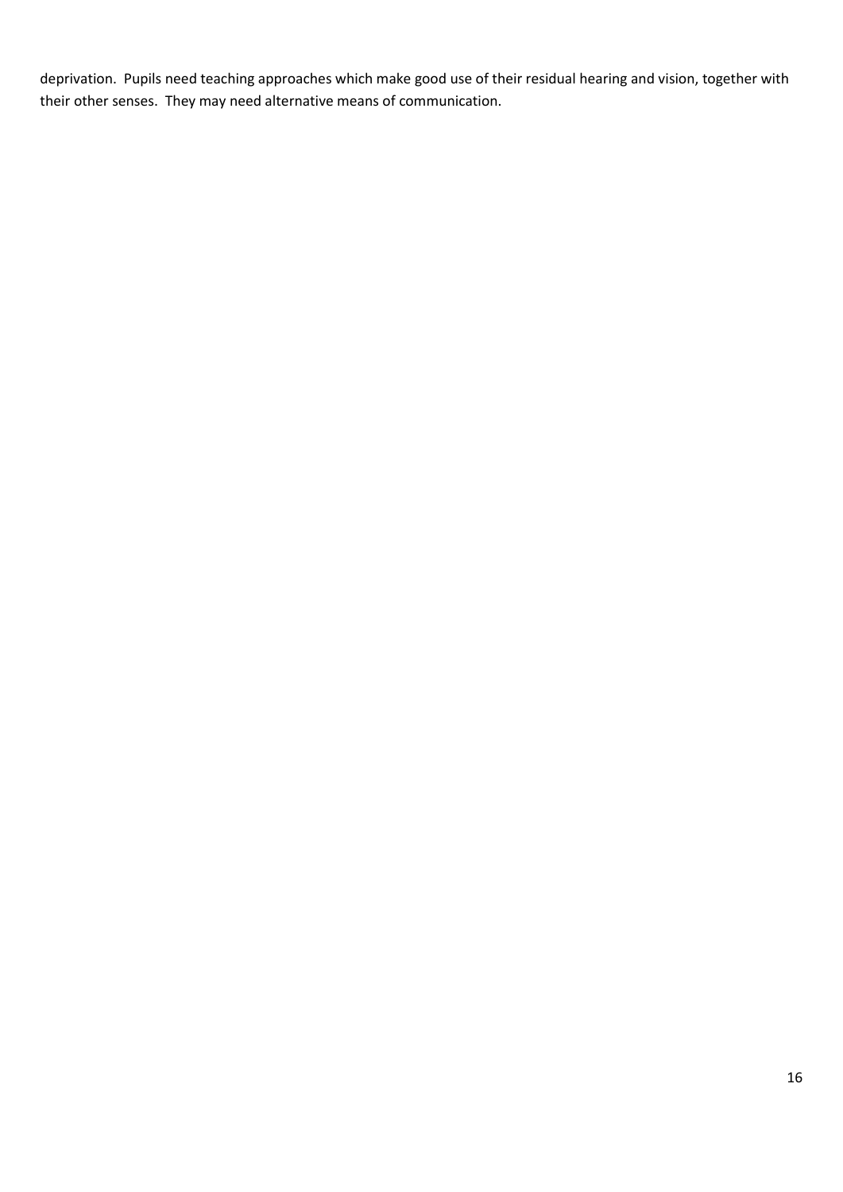deprivation. Pupils need teaching approaches which make good use of their residual hearing and vision, together with their other senses. They may need alternative means of communication.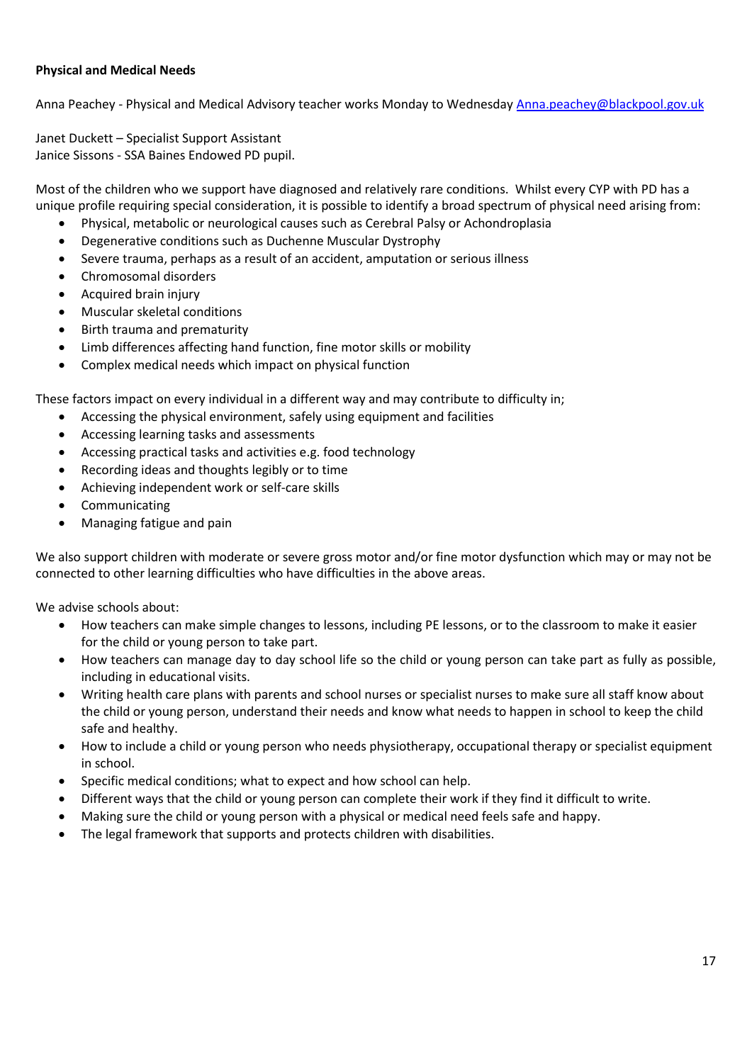**Physical and Medical Needs**

Anna Peachey - Physical and Medical Advisory teacher works Monday to Wednesday Anna.peachey@blackpool.gov.uk

Janet Duckett – Specialist Support Assistant
Janice Sissons - SSA Baines Endowed PD pupil.

Most of the children who we support have diagnosed and relatively rare conditions. Whilst every CYP with PD has a unique profile requiring special consideration, it is possible to identify a broad spectrum of physical need arising from:

- Physical, metabolic or neurological causes such as Cerebral Palsy or Achondroplasia
- Degenerative conditions such as Duchenne Muscular Dystrophy
- Severe trauma, perhaps as a result of an accident, amputation or serious illness
- Chromosomal disorders
- Acquired brain injury
- Muscular skeletal conditions
- Birth trauma and prematurity
- Limb differences affecting hand function, fine motor skills or mobility
- Complex medical needs which impact on physical function

These factors impact on every individual in a different way and may contribute to difficulty in;

- Accessing the physical environment, safely using equipment and facilities
- Accessing learning tasks and assessments
- Accessing practical tasks and activities e.g. food technology
- Recording ideas and thoughts legibly or to time
- Achieving independent work or self-care skills
- Communicating
- Managing fatigue and pain

We also support children with moderate or severe gross motor and/or fine motor dysfunction which may or may not be connected to other learning difficulties who have difficulties in the above areas.

We advise schools about:

- How teachers can make simple changes to lessons, including PE lessons, or to the classroom to make it easier for the child or young person to take part.
- How teachers can manage day to day school life so the child or young person can take part as fully as possible, including in educational visits.
- Writing health care plans with parents and school nurses or specialist nurses to make sure all staff know about the child or young person, understand their needs and know what needs to happen in school to keep the child safe and healthy.
- How to include a child or young person who needs physiotherapy, occupational therapy or specialist equipment in school.
- Specific medical conditions; what to expect and how school can help.
- Different ways that the child or young person can complete their work if they find it difficult to write.
- Making sure the child or young person with a physical or medical need feels safe and happy.
- The legal framework that supports and protects children with disabilities.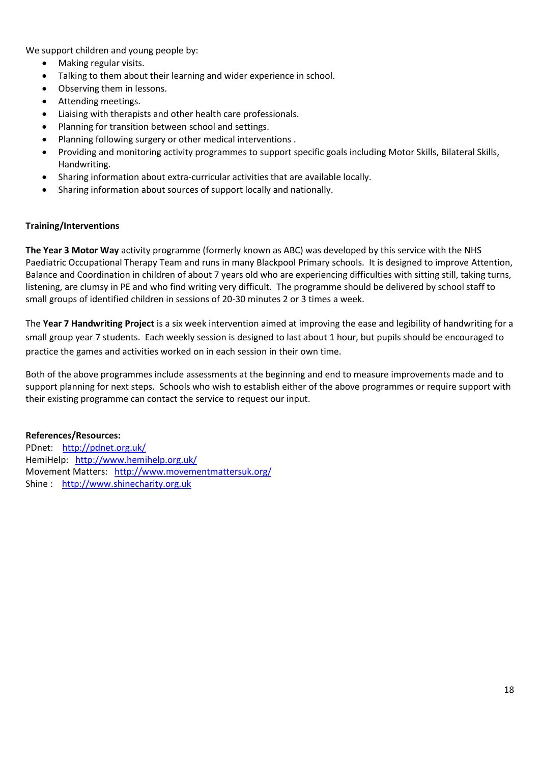We support children and young people by:

- Making regular visits.
- Talking to them about their learning and wider experience in school.
- Observing them in lessons.
- Attending meetings.
- Liaising with therapists and other health care professionals.
- Planning for transition between school and settings.
- Planning following surgery or other medical interventions .
- Providing and monitoring activity programmes to support specific goals including Motor Skills, Bilateral Skills, Handwriting.
- Sharing information about extra-curricular activities that are available locally.
- Sharing information about sources of support locally and nationally.

**Training/Interventions**

**The Year 3 Motor Way** activity programme (formerly known as ABC) was developed by this service with the NHS Paediatric Occupational Therapy Team and runs in many Blackpool Primary schools. It is designed to improve Attention, Balance and Coordination in children of about 7 years old who are experiencing difficulties with sitting still, taking turns, listening, are clumsy in PE and who find writing very difficult. The programme should be delivered by school staff to small groups of identified children in sessions of 20-30 minutes 2 or 3 times a week.

The **Year 7 Handwriting Project** is a six week intervention aimed at improving the ease and legibility of handwriting for a small group year 7 students. Each weekly session is designed to last about 1 hour, but pupils should be encouraged to practice the games and activities worked on in each session in their own time.

Both of the above programmes include assessments at the beginning and end to measure improvements made and to support planning for next steps. Schools who wish to establish either of the above programmes or require support with their existing programme can contact the service to request our input.

**References/Resources:**
PDnet: http://pdnet.org.uk/
HemiHelp: http://www.hemihelp.org.uk/
Movement Matters: http://www.movementmattersuk.org/
Shine : http://www.shinecharity.org.uk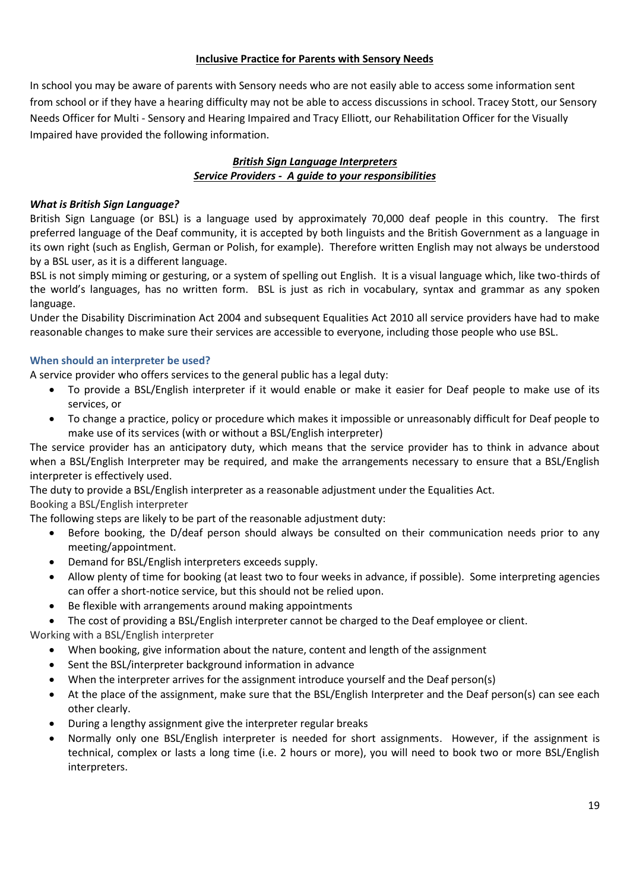## Inclusive Practice for Parents with Sensory Needs

In school you may be aware of parents with Sensory needs who are not easily able to access some information sent from school or if they have a hearing difficulty may not be able to access discussions in school. Tracey Stott, our Sensory Needs Officer for Multi - Sensory and Hearing Impaired and Tracy Elliott, our Rehabilitation Officer for the Visually Impaired have provided the following information.

### *British Sign Language Interpreters*
### *Service Providers - A guide to your responsibilities*

***What is British Sign Language?***

British Sign Language (or BSL) is a language used by approximately 70,000 deaf people in this country. The first preferred language of the Deaf community, it is accepted by both linguists and the British Government as a language in its own right (such as English, German or Polish, for example). Therefore written English may not always be understood by a BSL user, as it is a different language.

BSL is not simply miming or gesturing, or a system of spelling out English. It is a visual language which, like two-thirds of the world's languages, has no written form. BSL is just as rich in vocabulary, syntax and grammar as any spoken language.

Under the Disability Discrimination Act 2004 and subsequent Equalities Act 2010 all service providers have had to make reasonable changes to make sure their services are accessible to everyone, including those people who use BSL.

#### When should an interpreter be used?

A service provider who offers services to the general public has a legal duty:

- To provide a BSL/English interpreter if it would enable or make it easier for Deaf people to make use of its services, or
- To change a practice, policy or procedure which makes it impossible or unreasonably difficult for Deaf people to make use of its services (with or without a BSL/English interpreter)

The service provider has an anticipatory duty, which means that the service provider has to think in advance about when a BSL/English Interpreter may be required, and make the arrangements necessary to ensure that a BSL/English interpreter is effectively used.

The duty to provide a BSL/English interpreter as a reasonable adjustment under the Equalities Act.

Booking a BSL/English interpreter

The following steps are likely to be part of the reasonable adjustment duty:

- Before booking, the D/deaf person should always be consulted on their communication needs prior to any meeting/appointment.
- Demand for BSL/English interpreters exceeds supply.
- Allow plenty of time for booking (at least two to four weeks in advance, if possible). Some interpreting agencies can offer a short-notice service, but this should not be relied upon.
- Be flexible with arrangements around making appointments
- The cost of providing a BSL/English interpreter cannot be charged to the Deaf employee or client.

Working with a BSL/English interpreter

- When booking, give information about the nature, content and length of the assignment
- Sent the BSL/interpreter background information in advance
- When the interpreter arrives for the assignment introduce yourself and the Deaf person(s)
- At the place of the assignment, make sure that the BSL/English Interpreter and the Deaf person(s) can see each other clearly.
- During a lengthy assignment give the interpreter regular breaks
- Normally only one BSL/English interpreter is needed for short assignments. However, if the assignment is technical, complex or lasts a long time (i.e. 2 hours or more), you will need to book two or more BSL/English interpreters.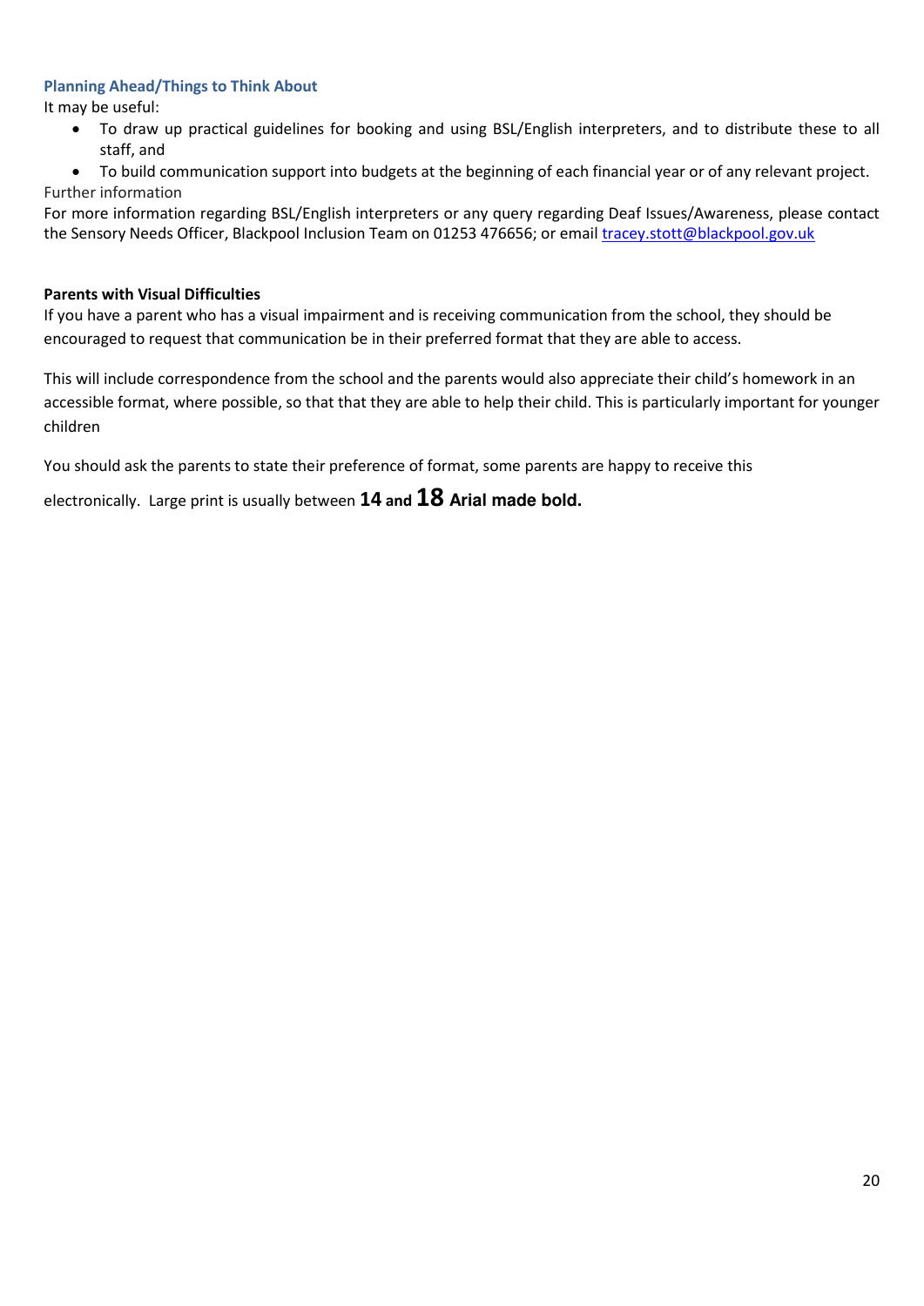### Planning Ahead/Things to Think About

It may be useful:

- To draw up practical guidelines for booking and using BSL/English interpreters, and to distribute these to all staff, and
- To build communication support into budgets at the beginning of each financial year or of any relevant project.

Further information

For more information regarding BSL/English interpreters or any query regarding Deaf Issues/Awareness, please contact the Sensory Needs Officer, Blackpool Inclusion Team on 01253 476656; or email [tracey.stott@blackpool.gov.uk](mailto:tracey.stott@blackpool.gov.uk)

**Parents with Visual Difficulties**

If you have a parent who has a visual impairment and is receiving communication from the school, they should be encouraged to request that communication be in their preferred format that they are able to access.

This will include correspondence from the school and the parents would also appreciate their child's homework in an accessible format, where possible, so that that they are able to help their child. This is particularly important for younger children

You should ask the parents to state their preference of format, some parents are happy to receive this electronically. Large print is usually between **14 and 18 Arial made bold.**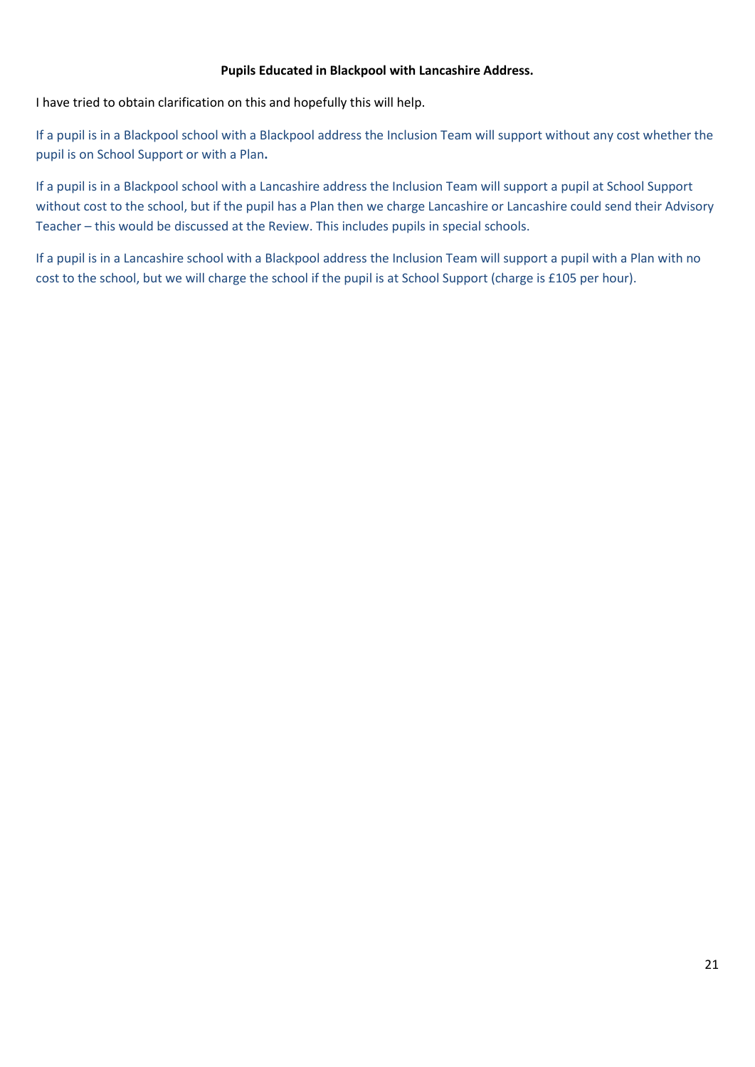**Pupils Educated in Blackpool with Lancashire Address.**

I have tried to obtain clarification on this and hopefully this will help.

If a pupil is in a Blackpool school with a Blackpool address the Inclusion Team will support without any cost whether the pupil is on School Support or with a Plan**.**

If a pupil is in a Blackpool school with a Lancashire address the Inclusion Team will support a pupil at School Support without cost to the school, but if the pupil has a Plan then we charge Lancashire or Lancashire could send their Advisory Teacher – this would be discussed at the Review. This includes pupils in special schools.

If a pupil is in a Lancashire school with a Blackpool address the Inclusion Team will support a pupil with a Plan with no cost to the school, but we will charge the school if the pupil is at School Support (charge is £105 per hour).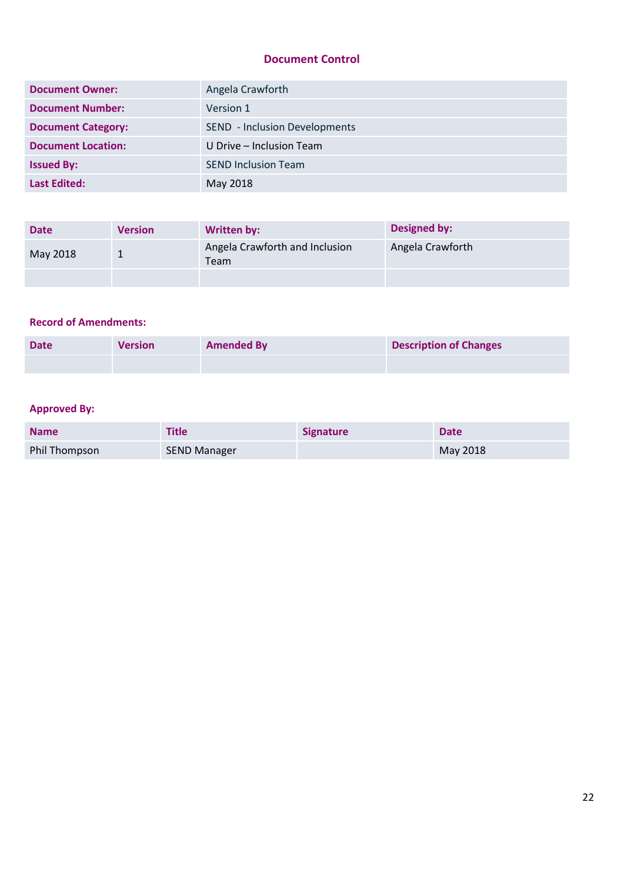## Document Control

| | |
|---|---|
| **Document Owner:** | Angela Crawforth |
| **Document Number:** | Version 1 |
| **Document Category:** | SEND - Inclusion Developments |
| **Document Location:** | U Drive – Inclusion Team |
| **Issued By:** | SEND Inclusion Team |
| **Last Edited:** | May 2018 |

| Date | Version | Written by: | Designed by: |
|---|---|---|---|
| May 2018 | 1 | Angela Crawforth and Inclusion Team | Angela Crawforth |
| | | | |

**Record of Amendments:**

| Date | Version | Amended By | Description of Changes |
|---|---|---|---|
| | | | |

**Approved By:**

| Name | Title | Signature | Date |
|---|---|---|---|
| Phil Thompson | SEND Manager | | May 2018 |